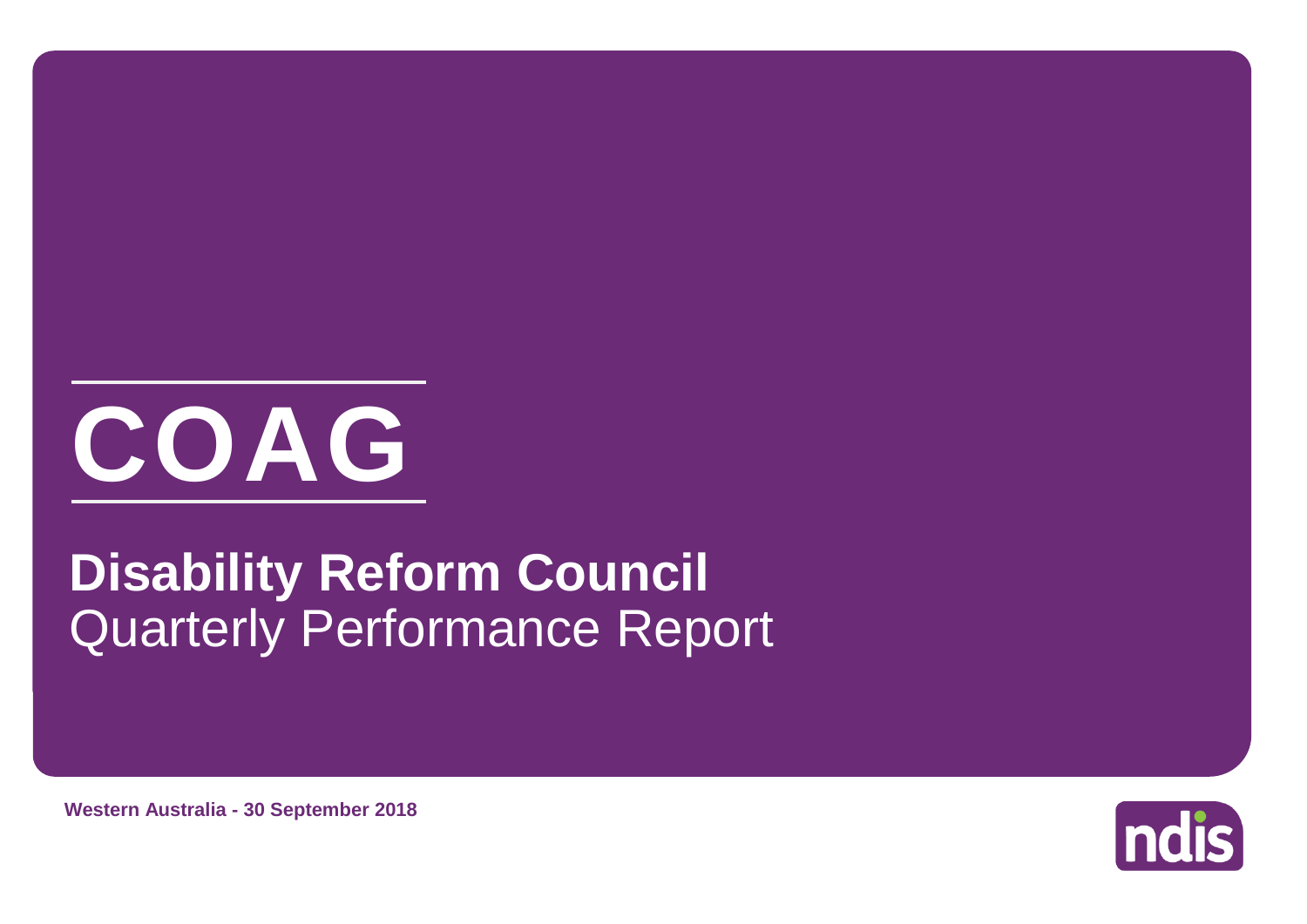# COAG

## **Disability Reform Council**
Quarterly Performance Report

**Western Australia - 30 September 2018**

ndis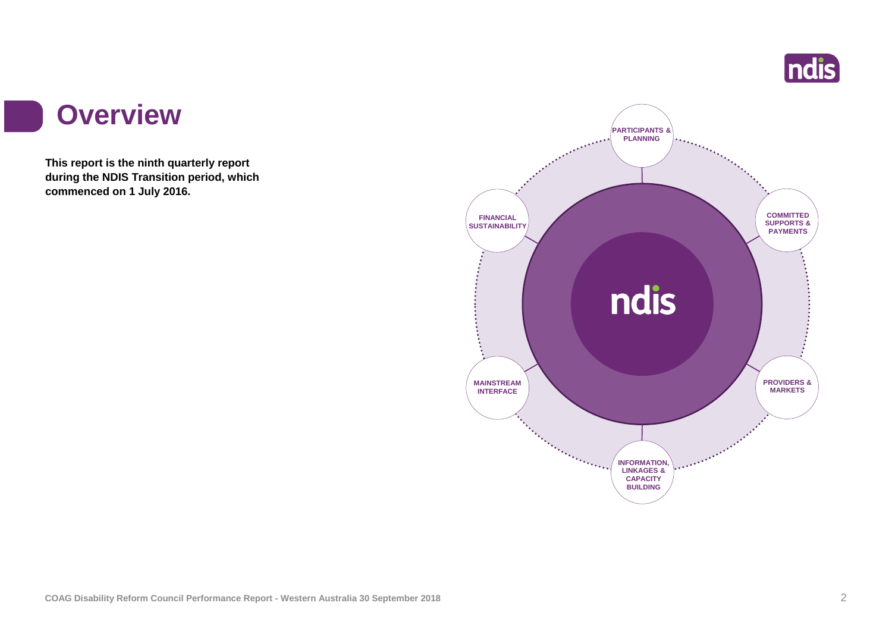# Overview

**This report is the ninth quarterly report during the NDIS Transition period, which commenced on 1 July 2016.**

PARTICIPANTS & PLANNING

COMMITTED SUPPORTS & PAYMENTS

PROVIDERS & MARKETS

INFORMATION, LINKAGES & CAPACITY BUILDING

MAINSTREAM INTERFACE

FINANCIAL SUSTAINABILITY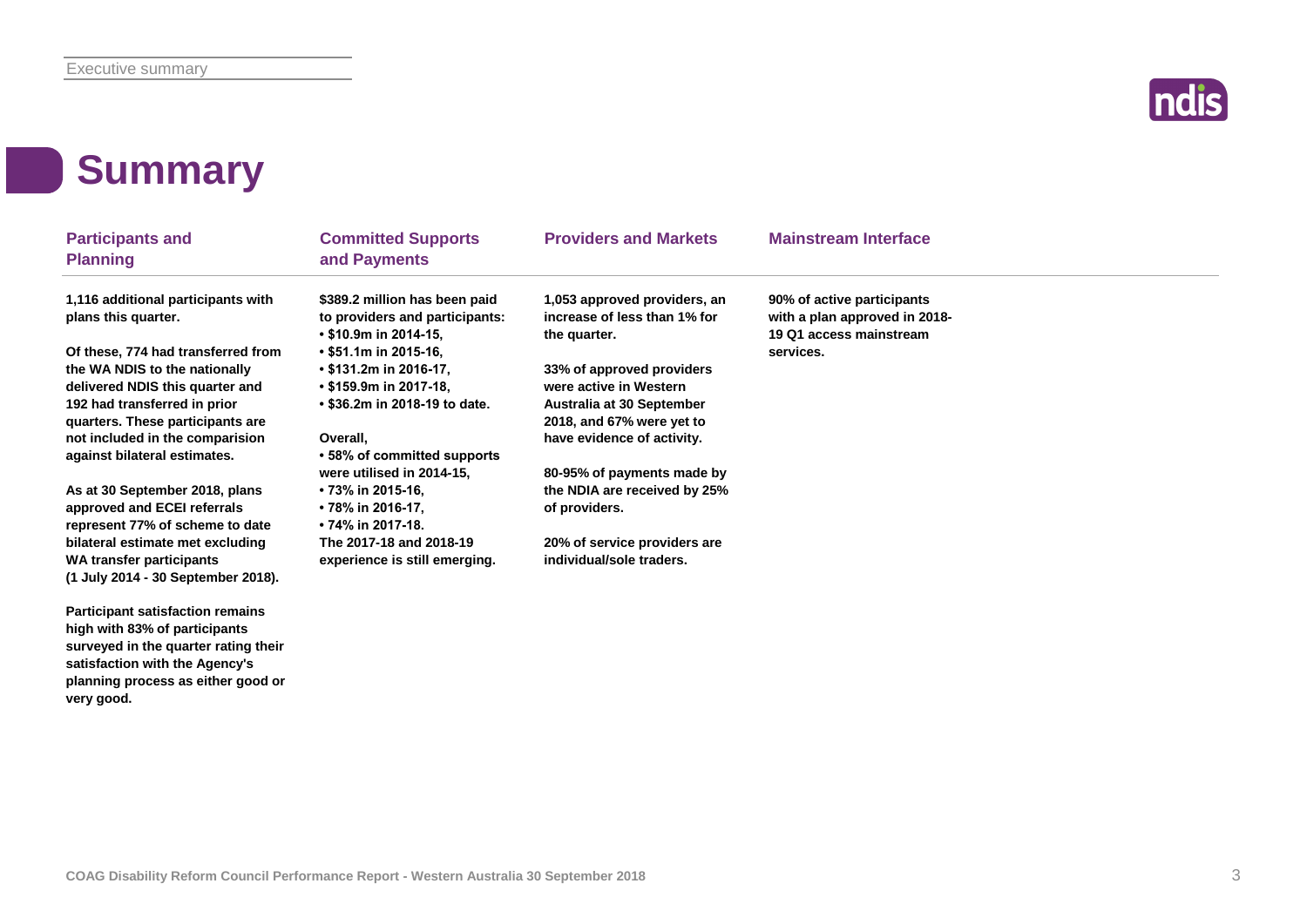# Summary

## Participants and Planning

**1,116 additional participants with plans this quarter.**

**Of these, 774 had transferred from the WA NDIS to the nationally delivered NDIS this quarter and 192 had transferred in prior quarters. These participants are not included in the comparision against bilateral estimates.**

**As at 30 September 2018, plans approved and ECEI referrals represent 77% of scheme to date bilateral estimate met excluding WA transfer participants (1 July 2014 - 30 September 2018).**

**Participant satisfaction remains high with 83% of participants surveyed in the quarter rating their satisfaction with the Agency's planning process as either good or very good.**

## Committed Supports and Payments

**$389.2 million has been paid to providers and participants:**

- **$10.9m in 2014-15,**
- **$51.1m in 2015-16,**
- **$131.2m in 2016-17,**
- **$159.9m in 2017-18,**
- **$36.2m in 2018-19 to date.**

**Overall,**

- **58% of committed supports were utilised in 2014-15,**
- **73% in 2015-16,**
- **78% in 2016-17,**
- **74% in 2017-18.**

**The 2017-18 and 2018-19 experience is still emerging.**

## Providers and Markets

**1,053 approved providers, an increase of less than 1% for the quarter.**

**33% of approved providers were active in Western Australia at 30 September 2018, and 67% were yet to have evidence of activity.**

**80-95% of payments made by the NDIA are received by 25% of providers.**

**20% of service providers are individual/sole traders.**

## Mainstream Interface

**90% of active participants with a plan approved in 2018-19 Q1 access mainstream services.**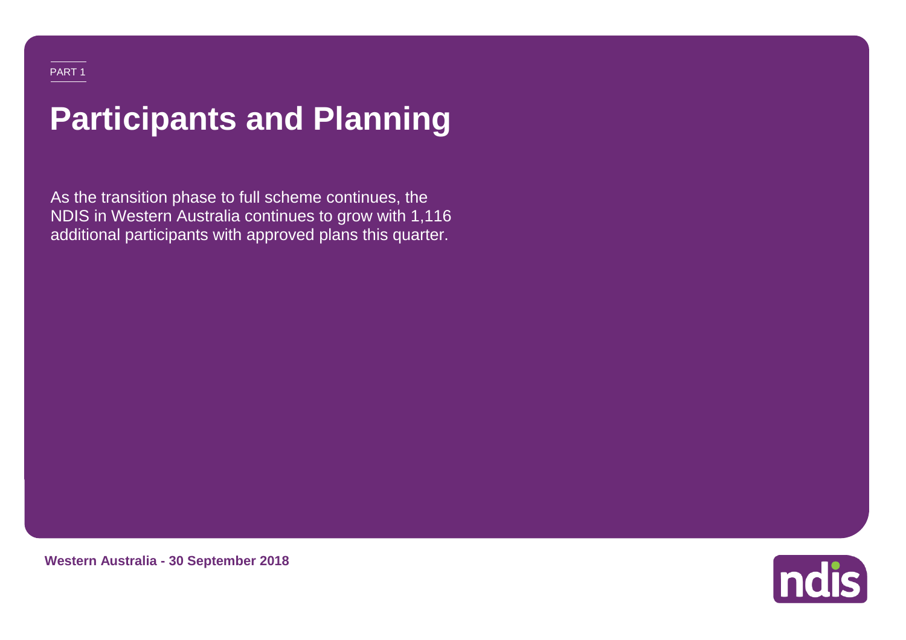PART 1

# Participants and Planning

As the transition phase to full scheme continues, the NDIS in Western Australia continues to grow with 1,116 additional participants with approved plans this quarter.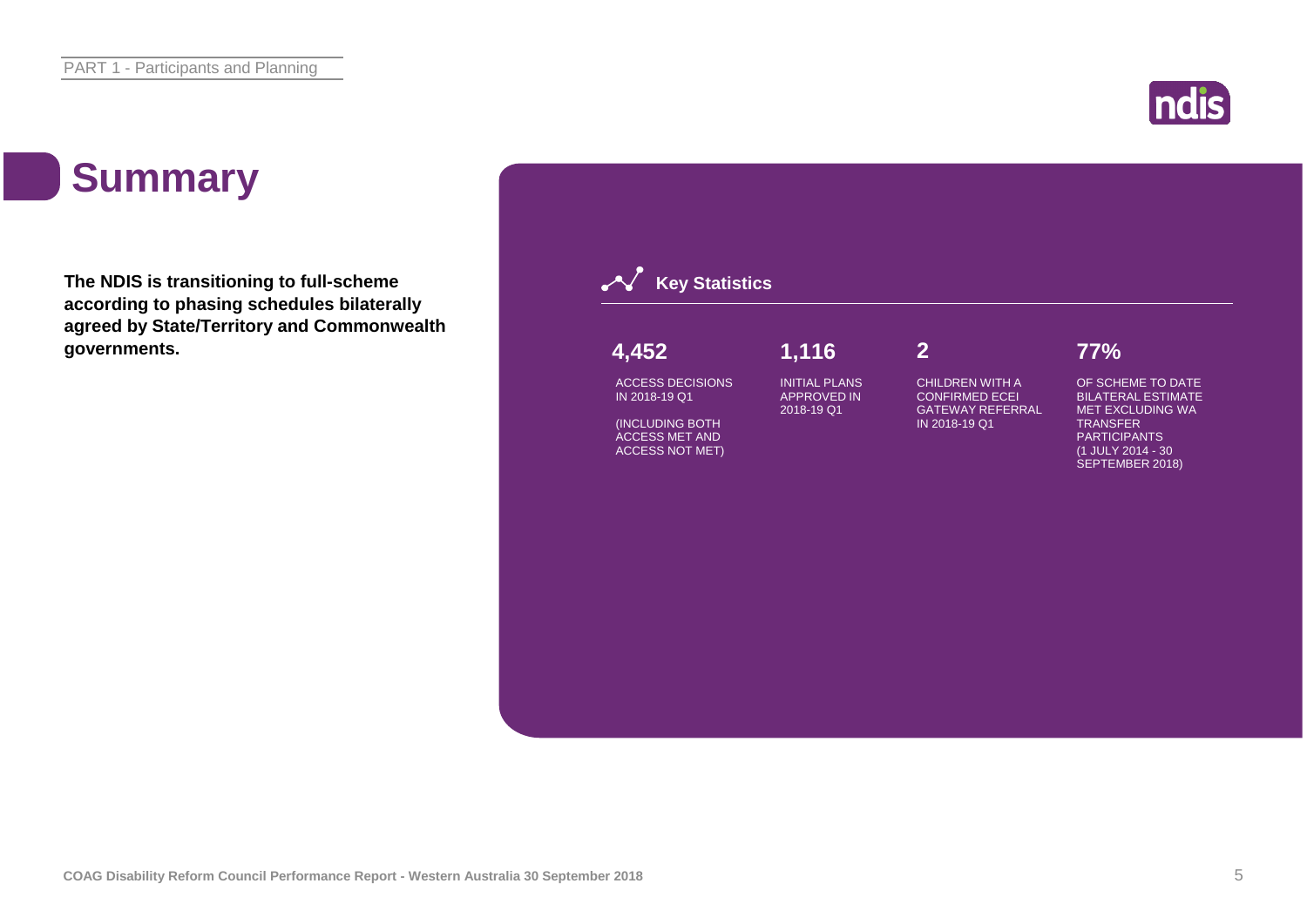# Summary

**The NDIS is transitioning to full-scheme according to phasing schedules bilaterally agreed by State/Territory and Commonwealth governments.**

## Key Statistics

**4,452**

ACCESS DECISIONS IN 2018-19 Q1

(INCLUDING BOTH ACCESS MET AND ACCESS NOT MET)

**1,116**

INITIAL PLANS APPROVED IN 2018-19 Q1

**2**

CHILDREN WITH A CONFIRMED ECEI GATEWAY REFERRAL IN 2018-19 Q1

**77%**

OF SCHEME TO DATE BILATERAL ESTIMATE MET EXCLUDING WA TRANSFER PARTICIPANTS (1 JULY 2014 - 30 SEPTEMBER 2018)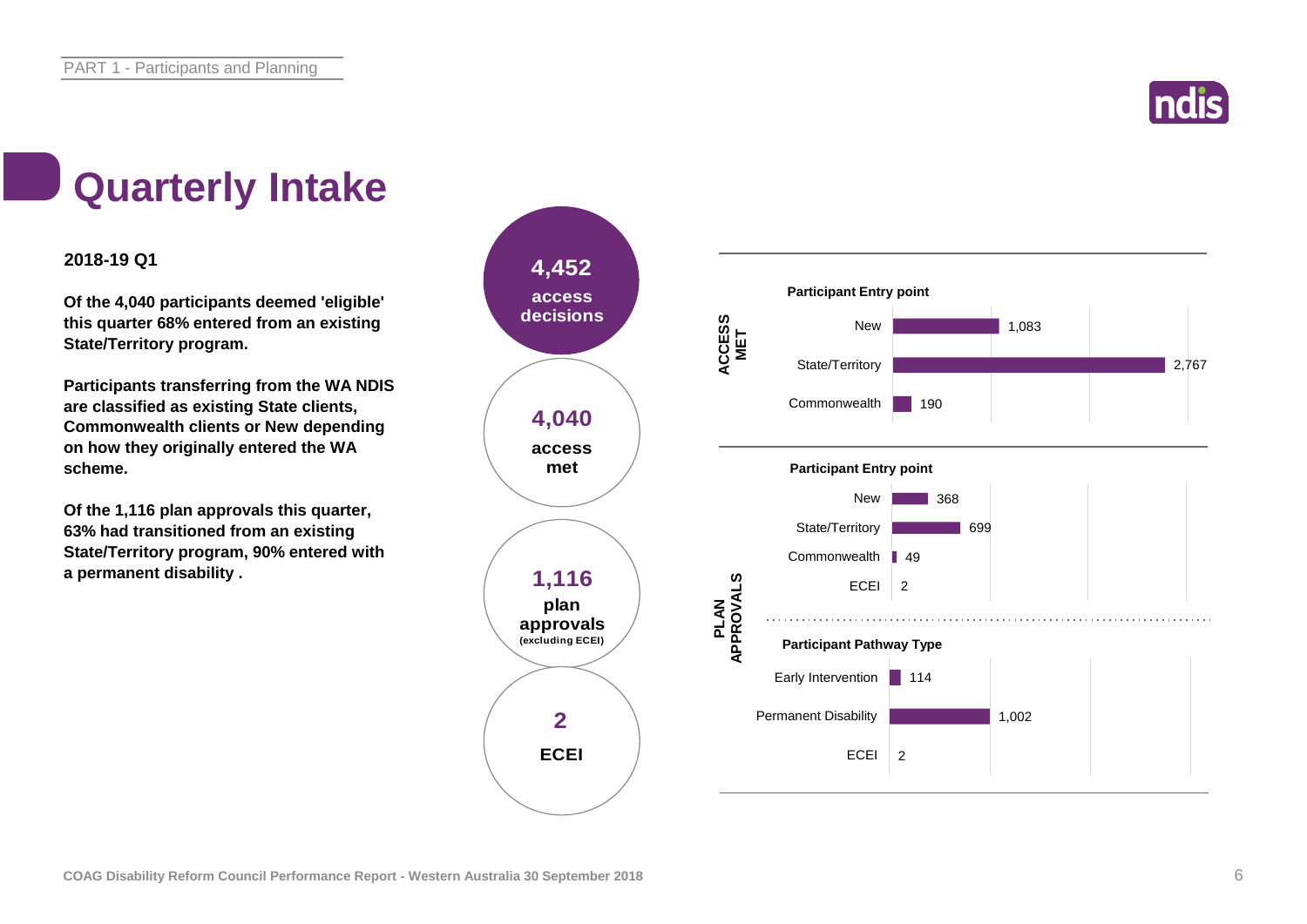# Quarterly Intake

**2018-19 Q1**

**Of the 4,040 participants deemed 'eligible' this quarter 68% entered from an existing State/Territory program.**

**Participants transferring from the WA NDIS are classified as existing State clients, Commonwealth clients or New depending on how they originally entered the WA scheme.**

**Of the 1,116 plan approvals this quarter, 63% had transitioned from an existing State/Territory program, 90% entered with a permanent disability .**

**4,452** access decisions

**4,040** access met

**1,116** plan approvals (excluding ECEI)

**2** ECEI

**ACCESS MET**

**Participant Entry point**

| Entry point | Count |
|---|---|
| New | 1,083 |
| State/Territory | 2,767 |
| Commonwealth | 190 |

**PLAN APPROVALS**

**Participant Entry point**

| Entry point | Count |
|---|---|
| New | 368 |
| State/Territory | 699 |
| Commonwealth | 49 |
| ECEI | 2 |

**Participant Pathway Type**

| Pathway Type | Count |
|---|---|
| Early Intervention | 114 |
| Permanent Disability | 1,002 |
| ECEI | 2 |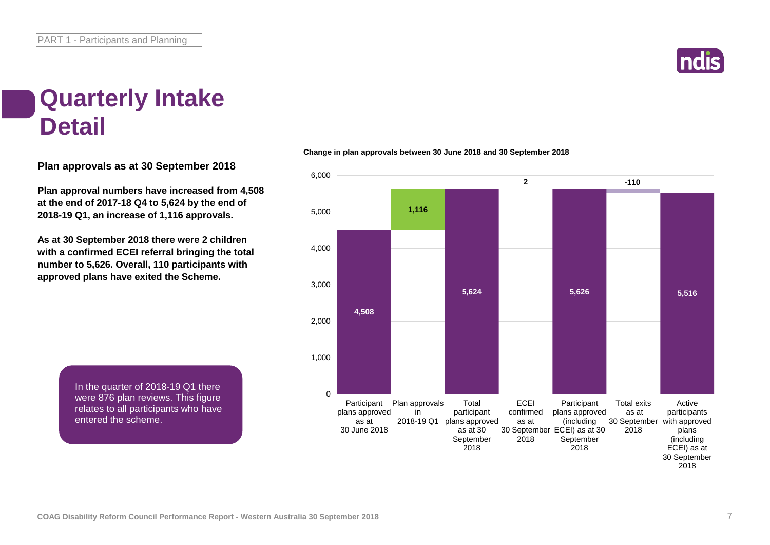# Quarterly Intake Detail

**Plan approvals as at 30 September 2018**

**Plan approval numbers have increased from 4,508 at the end of 2017-18 Q4 to 5,624 by the end of 2018-19 Q1, an increase of 1,116 approvals.**

**As at 30 September 2018 there were 2 children with a confirmed ECEI referral bringing the total number to 5,626. Overall, 110 participants with approved plans have exited the Scheme.**

In the quarter of 2018-19 Q1 there were 876 plan reviews. This figure relates to all participants who have entered the scheme.

**Change in plan approvals between 30 June 2018 and 30 September 2018**

| Category | Value |
|---|---|
| Participant plans approved as at 30 June 2018 | 4,508 |
| Plan approvals in 2018-19 Q1 | 1,116 |
| Total participant plans approved as at 30 September 2018 | 5,624 |
| ECEI confirmed as at 30 September 2018 | 2 |
| Participant plans approved (including ECEI) as at 30 September 2018 | 5,626 |
| Total exits as at 30 September 2018 | -110 |
| Active participants with approved plans (including ECEI) as at 30 September 2018 | 5,516 |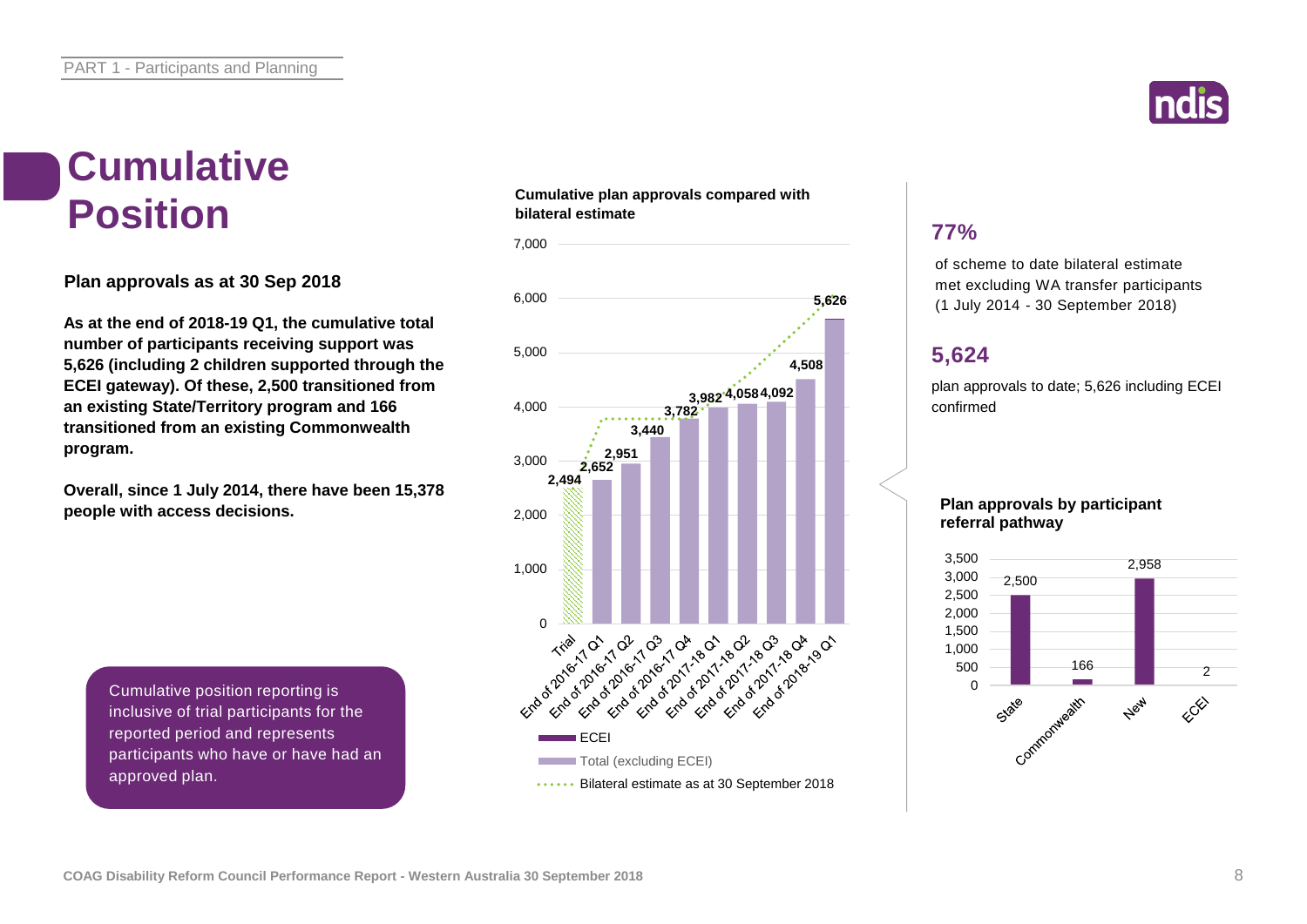# Cumulative Position

**Plan approvals as at 30 Sep 2018**

**As at the end of 2018-19 Q1, the cumulative total number of participants receiving support was 5,626 (including 2 children supported through the ECEI gateway). Of these, 2,500 transitioned from an existing State/Territory program and 166 transitioned from an existing Commonwealth program.**

**Overall, since 1 July 2014, there have been 15,378 people with access decisions.**

Cumulative position reporting is inclusive of trial participants for the reported period and represents participants who have or have had an approved plan.

**Cumulative plan approvals compared with bilateral estimate**

| Period | Plan approvals |
|---|---|
| Trial | 2,494 |
| End of 2016-17 Q1 | 2,652 |
| End of 2016-17 Q2 | 2,951 |
| End of 2016-17 Q3 | 3,440 |
| End of 2016-17 Q4 | 3,782 |
| End of 2017-18 Q1 | 3,982 |
| End of 2017-18 Q2 | 4,058 |
| End of 2017-18 Q3 | 4,092 |
| End of 2017-18 Q4 | 4,508 |
| End of 2018-19 Q1 | 5,626 |

Legend: ECEI; Total (excluding ECEI); Bilateral estimate as at 30 September 2018

## 77%

of scheme to date bilateral estimate met excluding WA transfer participants (1 July 2014 - 30 September 2018)

## 5,624

plan approvals to date; 5,626 including ECEI confirmed

**Plan approvals by participant referral pathway**

| Pathway | Plan approvals |
|---|---|
| State | 2,500 |
| Commonwealth | 166 |
| New | 2,958 |
| ECEI | 2 |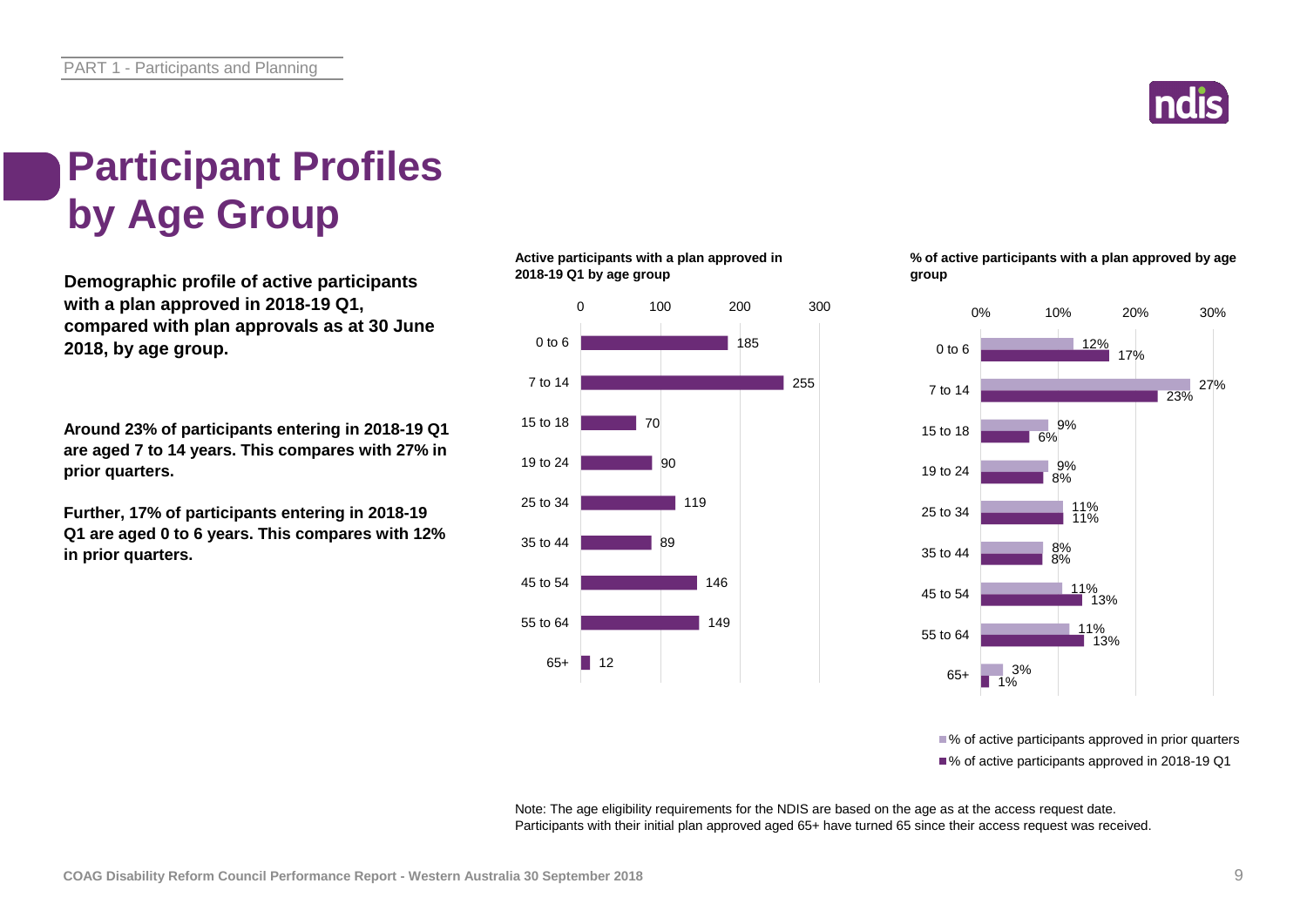# Participant Profiles by Age Group

**Demographic profile of active participants with a plan approved in 2018-19 Q1, compared with plan approvals as at 30 June 2018, by age group.**

**Around 23% of participants entering in 2018-19 Q1 are aged 7 to 14 years. This compares with 27% in prior quarters.**

**Further, 17% of participants entering in 2018-19 Q1 are aged 0 to 6 years. This compares with 12% in prior quarters.**

**Active participants with a plan approved in 2018-19 Q1 by age group**

| Age group | Active participants |
|---|---|
| 0 to 6 | 185 |
| 7 to 14 | 255 |
| 15 to 18 | 70 |
| 19 to 24 | 90 |
| 25 to 34 | 119 |
| 35 to 44 | 89 |
| 45 to 54 | 146 |
| 55 to 64 | 149 |
| 65+ | 12 |

**% of active participants with a plan approved by age group**

| Age group | % of active participants approved in prior quarters | % of active participants approved in 2018-19 Q1 |
|---|---|---|
| 0 to 6 | 12% | 17% |
| 7 to 14 | 27% | 23% |
| 15 to 18 | 9% | 6% |
| 19 to 24 | 9% | 8% |
| 25 to 34 | 11% | 11% |
| 35 to 44 | 8% | 8% |
| 45 to 54 | 11% | 13% |
| 55 to 64 | 11% | 13% |
| 65+ | 3% | 1% |

Note: The age eligibility requirements for the NDIS are based on the age as at the access request date. Participants with their initial plan approved aged 65+ have turned 65 since their access request was received.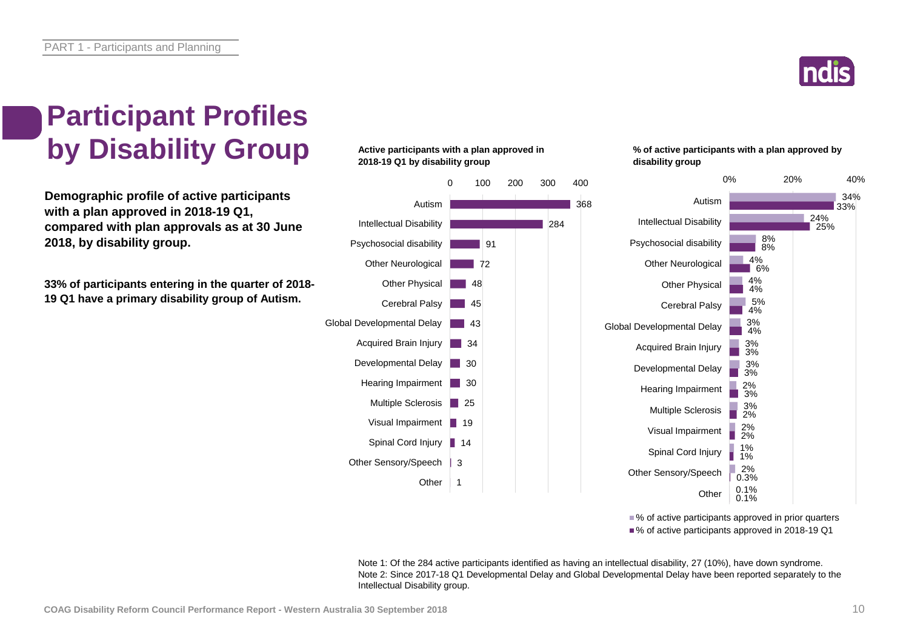# Participant Profiles by Disability Group

**Demographic profile of active participants with a plan approved in 2018-19 Q1, compared with plan approvals as at 30 June 2018, by disability group.**

**33% of participants entering in the quarter of 2018-19 Q1 have a primary disability group of Autism.**

**Active participants with a plan approved in 2018-19 Q1 by disability group**

| Disability group | Active participants |
|---|---|
| Autism | 368 |
| Intellectual Disability | 284 |
| Psychosocial disability | 91 |
| Other Neurological | 72 |
| Other Physical | 48 |
| Cerebral Palsy | 45 |
| Global Developmental Delay | 43 |
| Acquired Brain Injury | 34 |
| Developmental Delay | 30 |
| Hearing Impairment | 30 |
| Multiple Sclerosis | 25 |
| Visual Impairment | 19 |
| Spinal Cord Injury | 14 |
| Other Sensory/Speech | 3 |
| Other | 1 |

**% of active participants with a plan approved by disability group**

| Disability group | % of active participants approved in prior quarters | % of active participants approved in 2018-19 Q1 |
|---|---|---|
| Autism | 34% | 33% |
| Intellectual Disability | 24% | 25% |
| Psychosocial disability | 8% | 8% |
| Other Neurological | 4% | 6% |
| Other Physical | 4% | 4% |
| Cerebral Palsy | 5% | 4% |
| Global Developmental Delay | 3% | 4% |
| Acquired Brain Injury | 3% | 3% |
| Developmental Delay | 3% | 3% |
| Hearing Impairment | 2% | 3% |
| Multiple Sclerosis | 3% | 2% |
| Visual Impairment | 2% | 2% |
| Spinal Cord Injury | 1% | 1% |
| Other Sensory/Speech | 2% | 0.3% |
| Other | 0.1% | 0.1% |

Note 1: Of the 284 active participants identified as having an intellectual disability, 27 (10%), have down syndrome.
Note 2: Since 2017-18 Q1 Developmental Delay and Global Developmental Delay have been reported separately to the Intellectual Disability group.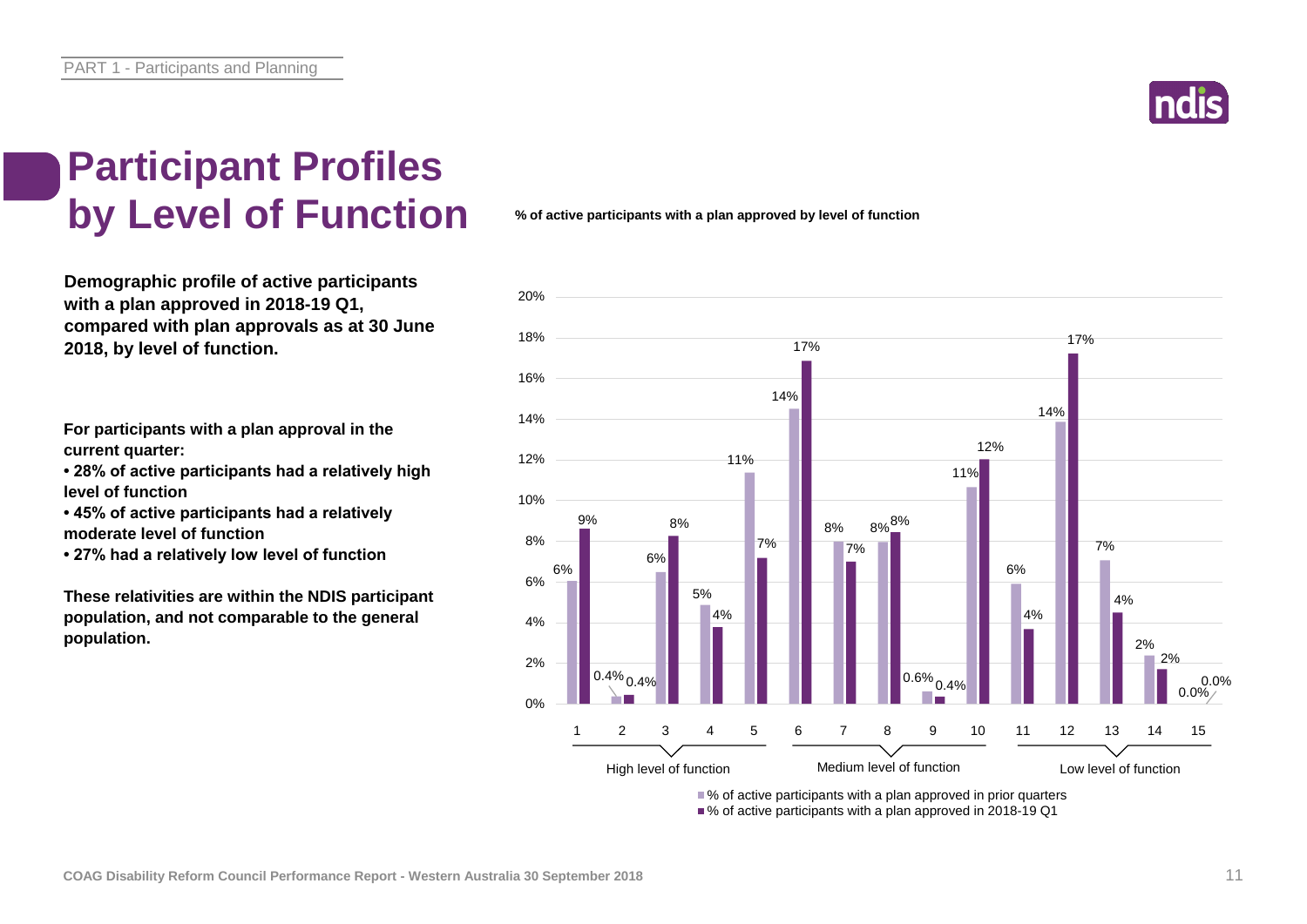# Participant Profiles by Level of Function

**Demographic profile of active participants with a plan approved in 2018-19 Q1, compared with plan approvals as at 30 June 2018, by level of function.**

**For participants with a plan approval in the current quarter:**

- **28% of active participants had a relatively high level of function**
- **45% of active participants had a relatively moderate level of function**
- **27% had a relatively low level of function**

**These relativities are within the NDIS participant population, and not comparable to the general population.**

**% of active participants with a plan approved by level of function**

| Level of function | Group | % of active participants with a plan approved in prior quarters | % of active participants with a plan approved in 2018-19 Q1 |
|---|---|---|---|
| 1 | High level of function | 6% | 9% |
| 2 | High level of function | 0.4% | 0.4% |
| 3 | High level of function | 6% | 8% |
| 4 | High level of function | 5% | 4% |
| 5 | High level of function | 11% | 7% |
| 6 | Medium level of function | 14% | 17% |
| 7 | Medium level of function | 8% | 7% |
| 8 | Medium level of function | 8% | 8% |
| 9 | Medium level of function | 0.6% | 0.4% |
| 10 | Medium level of function | 11% | 12% |
| 11 | Low level of function | 6% | 4% |
| 12 | Low level of function | 14% | 17% |
| 13 | Low level of function | 7% | 4% |
| 14 | Low level of function | 2% | 2% |
| 15 | Low level of function | 0.0% | 0.0% |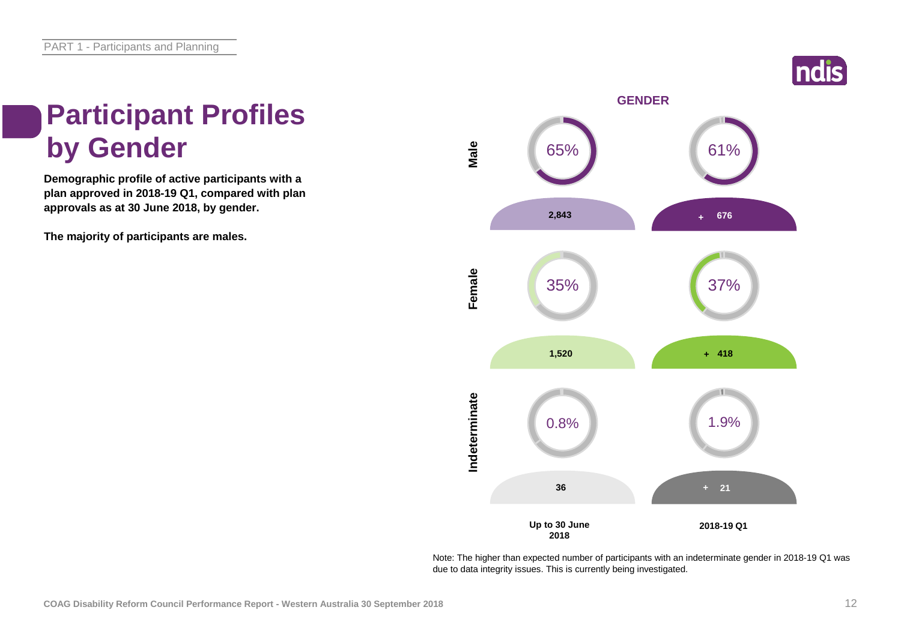# Participant Profiles by Gender

**Demographic profile of active participants with a plan approved in 2018-19 Q1, compared with plan approvals as at 30 June 2018, by gender.**

**The majority of participants are males.**

## GENDER

| | Up to 30 June 2018 | | 2018-19 Q1 | |
|---|---|---|---|---|
| | % | Number | % | Number |
| Male | 65% | 2,843 | 61% | + 676 |
| Female | 35% | 1,520 | 37% | + 418 |
| Indeterminate | 0.8% | 36 | 1.9% | + 21 |

Note: The higher than expected number of participants with an indeterminate gender in 2018-19 Q1 was due to data integrity issues. This is currently being investigated.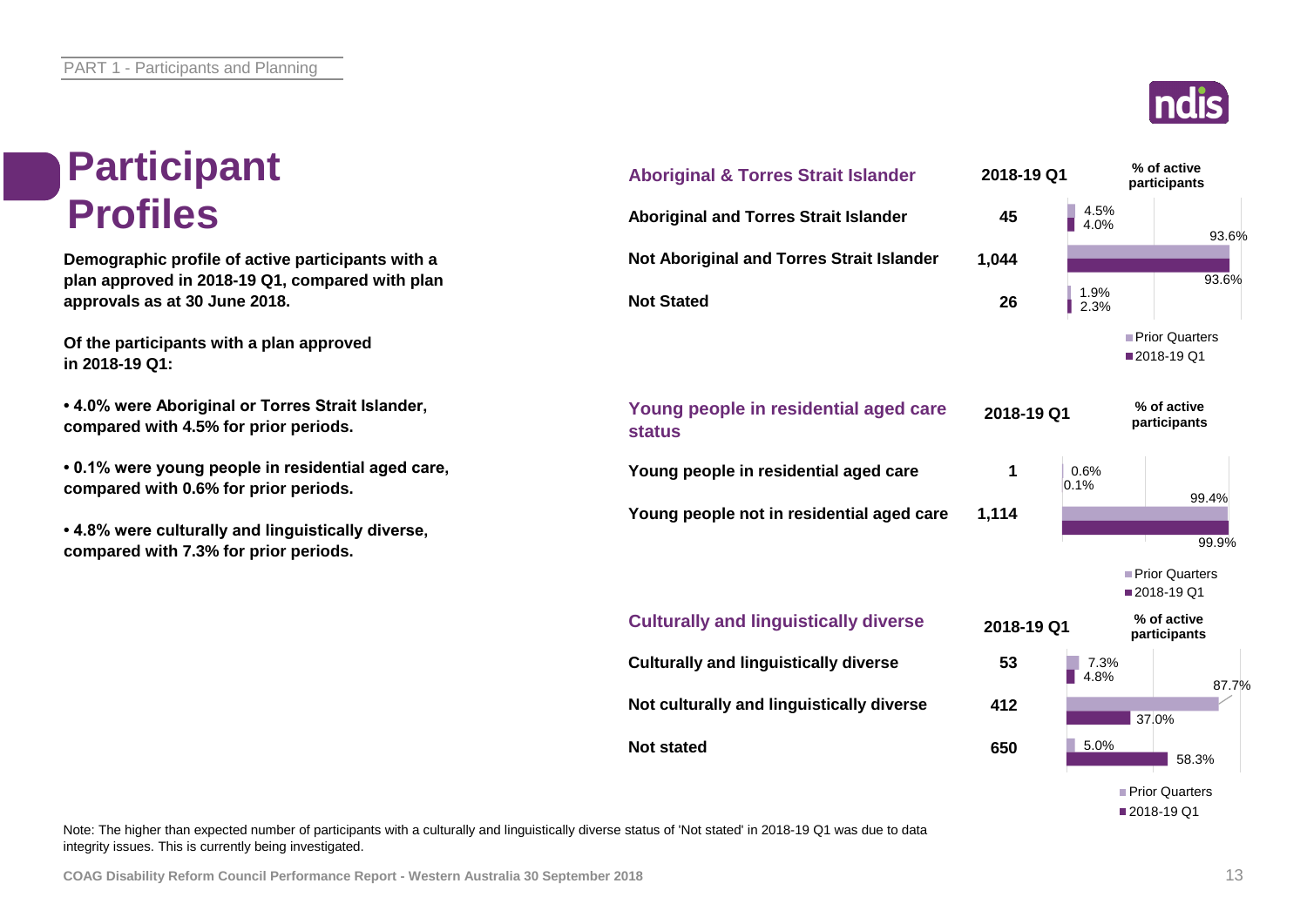# Participant Profiles

**Demographic profile of active participants with a plan approved in 2018-19 Q1, compared with plan approvals as at 30 June 2018.**

**Of the participants with a plan approved in 2018-19 Q1:**

- **4.0% were Aboriginal or Torres Strait Islander, compared with 4.5% for prior periods.**
- **0.1% were young people in residential aged care, compared with 0.6% for prior periods.**
- **4.8% were culturally and linguistically diverse, compared with 7.3% for prior periods.**

| Aboriginal & Torres Strait Islander | 2018-19 Q1 | % of active participants – Prior Quarters | % of active participants – 2018-19 Q1 |
|---|---|---|---|
| Aboriginal and Torres Strait Islander | 45 | 4.5% | 4.0% |
| Not Aboriginal and Torres Strait Islander | 1,044 | 93.6% | 93.6% |
| Not Stated | 26 | 1.9% | 2.3% |

| Young people in residential aged care status | 2018-19 Q1 | % of active participants – Prior Quarters | % of active participants – 2018-19 Q1 |
|---|---|---|---|
| Young people in residential aged care | 1 | 0.6% | 0.1% |
| Young people not in residential aged care | 1,114 | 99.4% | 99.9% |

| Culturally and linguistically diverse | 2018-19 Q1 | % of active participants – Prior Quarters | % of active participants – 2018-19 Q1 |
|---|---|---|---|
| Culturally and linguistically diverse | 53 | 7.3% | 4.8% |
| Not culturally and linguistically diverse | 412 | 87.7% | 37.0% |
| Not stated | 650 | 5.0% | 58.3% |

Note: The higher than expected number of participants with a culturally and linguistically diverse status of 'Not stated' in 2018-19 Q1 was due to data integrity issues. This is currently being investigated.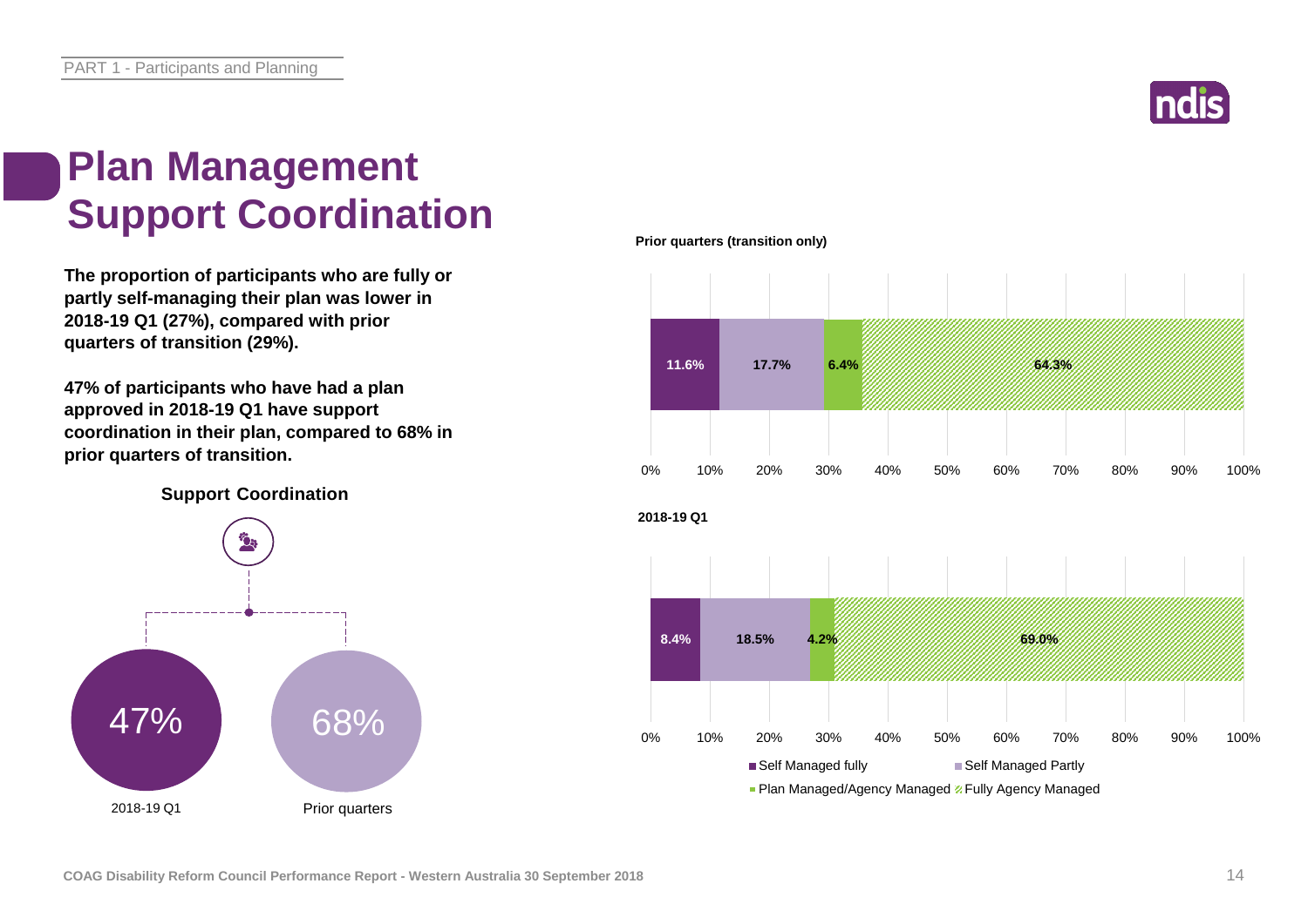# Plan Management Support Coordination

**The proportion of participants who are fully or partly self-managing their plan was lower in 2018-19 Q1 (27%), compared with prior quarters of transition (29%).**

**47% of participants who have had a plan approved in 2018-19 Q1 have support coordination in their plan, compared to 68% in prior quarters of transition.**

**Support Coordination**

| | 2018-19 Q1 | Prior quarters |
|---|---|---|
| Support Coordination | 47% | 68% |

**Prior quarters (transition only)**

| Self Managed fully | Self Managed Partly | Plan Managed/Agency Managed | Fully Agency Managed |
|---|---|---|---|
| 11.6% | 17.7% | 6.4% | 64.3% |

**2018-19 Q1**

| Self Managed fully | Self Managed Partly | Plan Managed/Agency Managed | Fully Agency Managed |
|---|---|---|---|
| 8.4% | 18.5% | 4.2% | 69.0% |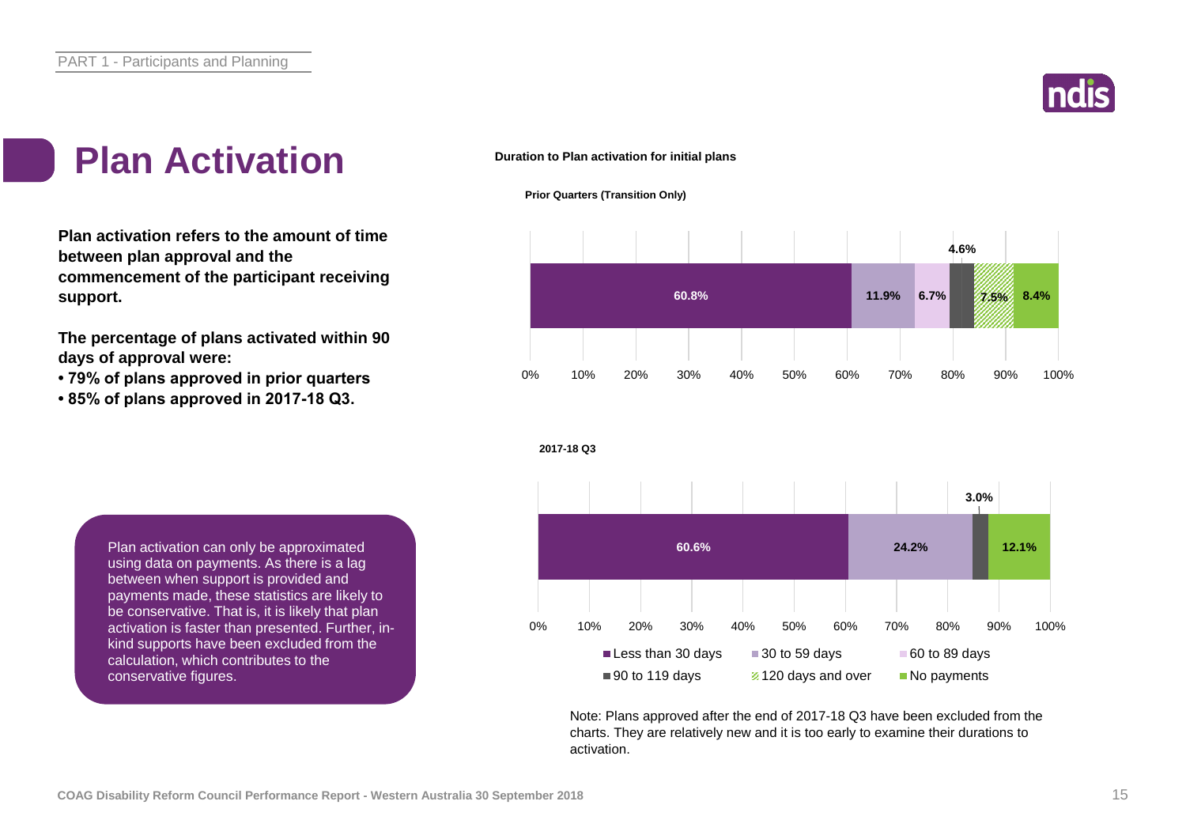# Plan Activation

**Plan activation refers to the amount of time between plan approval and the commencement of the participant receiving support.**

**The percentage of plans activated within 90 days of approval were:**

- **79% of plans approved in prior quarters**
- **85% of plans approved in 2017-18 Q3.**

Plan activation can only be approximated using data on payments. As there is a lag between when support is provided and payments made, these statistics are likely to be conservative. That is, it is likely that plan activation is faster than presented. Further, in-kind supports have been excluded from the calculation, which contributes to the conservative figures.

**Duration to Plan activation for initial plans**

| | Less than 30 days | 30 to 59 days | 60 to 89 days | 90 to 119 days | 120 days and over | No payments |
|---|---|---|---|---|---|---|
| Prior Quarters (Transition Only) | 60.8% | 11.9% | 6.7% | 4.6% | 7.5% | 8.4% |
| 2017-18 Q3 | 60.6% | 24.2% | | 3.0% | | 12.1% |

Note: Plans approved after the end of 2017-18 Q3 have been excluded from the charts. They are relatively new and it is too early to examine their durations to activation.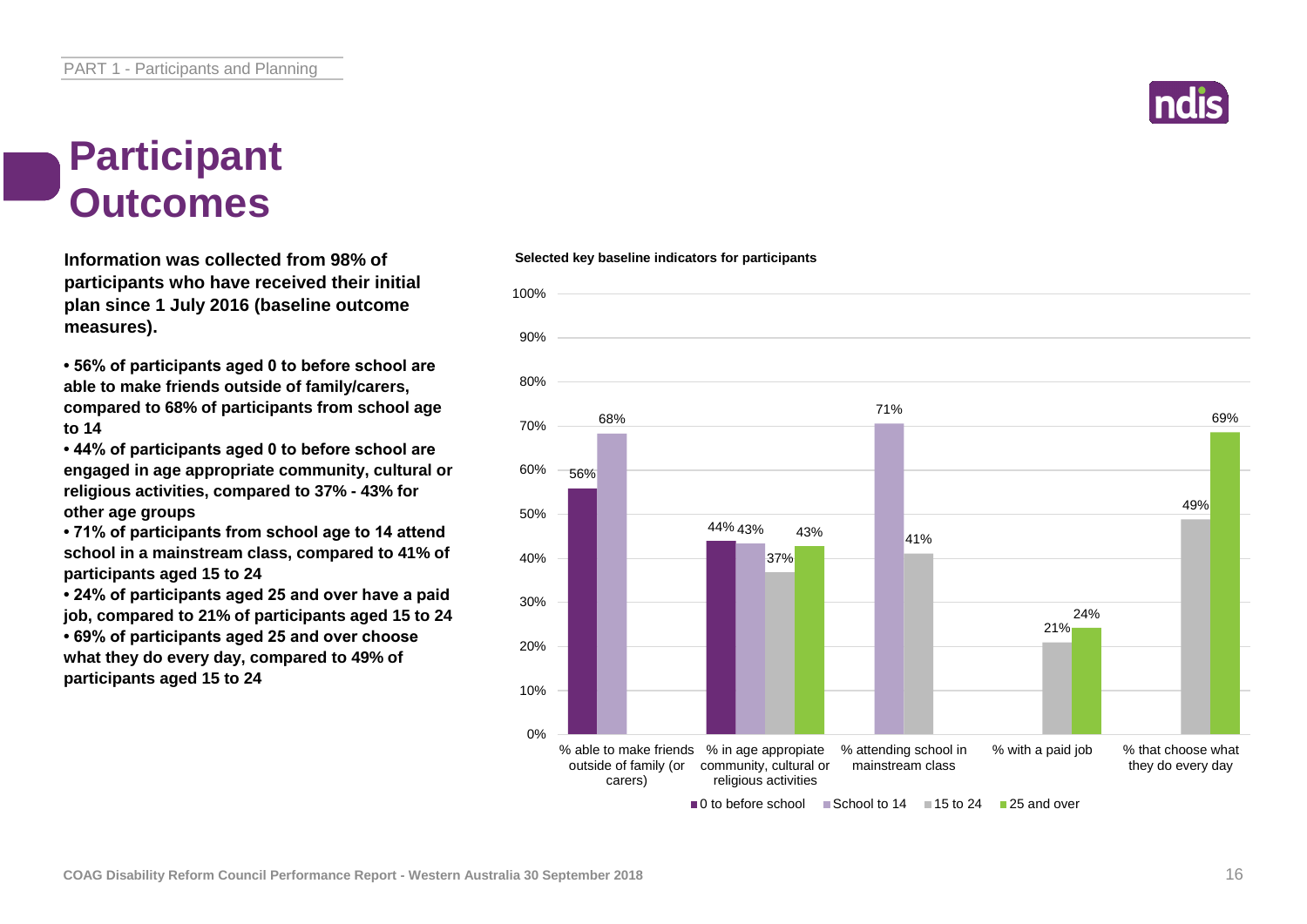# Participant Outcomes

**Information was collected from 98% of participants who have received their initial plan since 1 July 2016 (baseline outcome measures).**

- **56% of participants aged 0 to before school are able to make friends outside of family/carers, compared to 68% of participants from school age to 14**
- **44% of participants aged 0 to before school are engaged in age appropriate community, cultural or religious activities, compared to 37% - 43% for other age groups**
- **71% of participants from school age to 14 attend school in a mainstream class, compared to 41% of participants aged 15 to 24**
- **24% of participants aged 25 and over have a paid job, compared to 21% of participants aged 15 to 24**
- **69% of participants aged 25 and over choose what they do every day, compared to 49% of participants aged 15 to 24**

**Selected key baseline indicators for participants**

| | 0 to before school | School to 14 | 15 to 24 | 25 and over |
|---|---|---|---|---|
| % able to make friends outside of family (or carers) | 56% | 68% | | |
| % in age appropriate community, cultural or religious activities | 44% | 43% | 37% | 43% |
| % attending school in mainstream class | | 71% | 41% | |
| % with a paid job | | | 21% | 24% |
| % that choose what they do every day | | | 49% | 69% |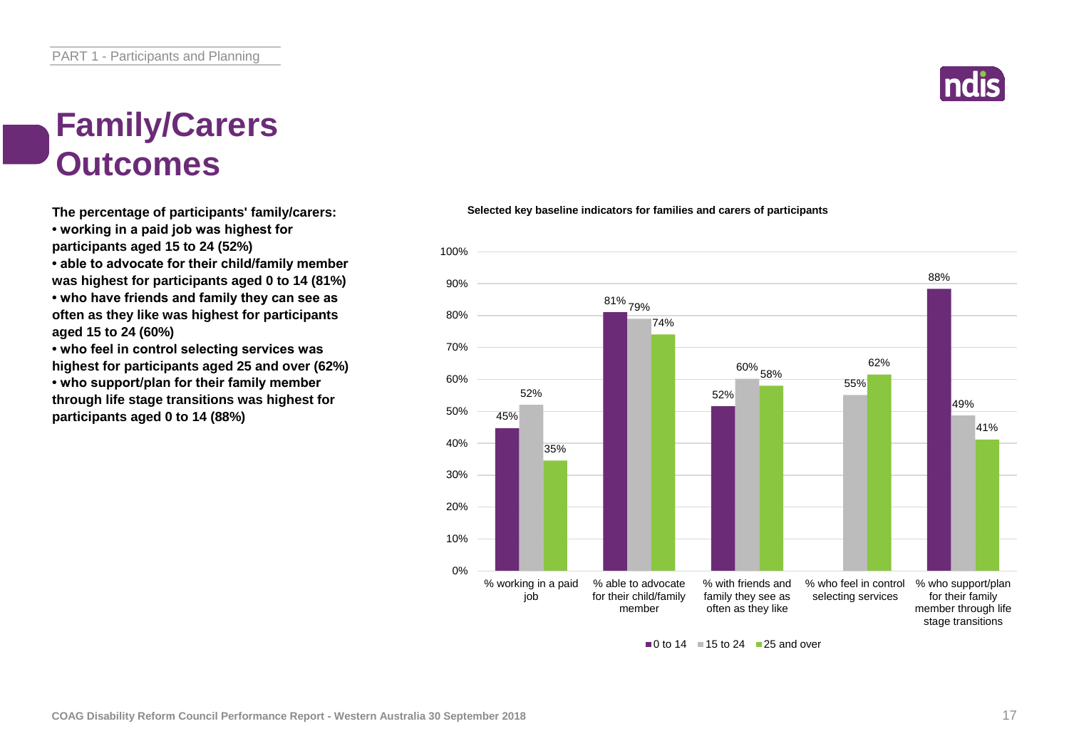# Family/Carers Outcomes

**The percentage of participants' family/carers:**

- **working in a paid job was highest for participants aged 15 to 24 (52%)**
- **able to advocate for their child/family member was highest for participants aged 0 to 14 (81%)**
- **who have friends and family they can see as often as they like was highest for participants aged 15 to 24 (60%)**
- **who feel in control selecting services was highest for participants aged 25 and over (62%)**
- **who support/plan for their family member through life stage transitions was highest for participants aged 0 to 14 (88%)**

**Selected key baseline indicators for families and carers of participants**

| Indicator | 0 to 14 | 15 to 24 | 25 and over |
| --- | --- | --- | --- |
| % working in a paid job | 45% | 52% | 35% |
| % able to advocate for their child/family member | 81% | 79% | 74% |
| % with friends and family they see as often as they like | 52% | 60% | 58% |
| % who feel in control selecting services | | 55% | 62% |
| % who support/plan for their family member through life stage transitions | 88% | 49% | 41% |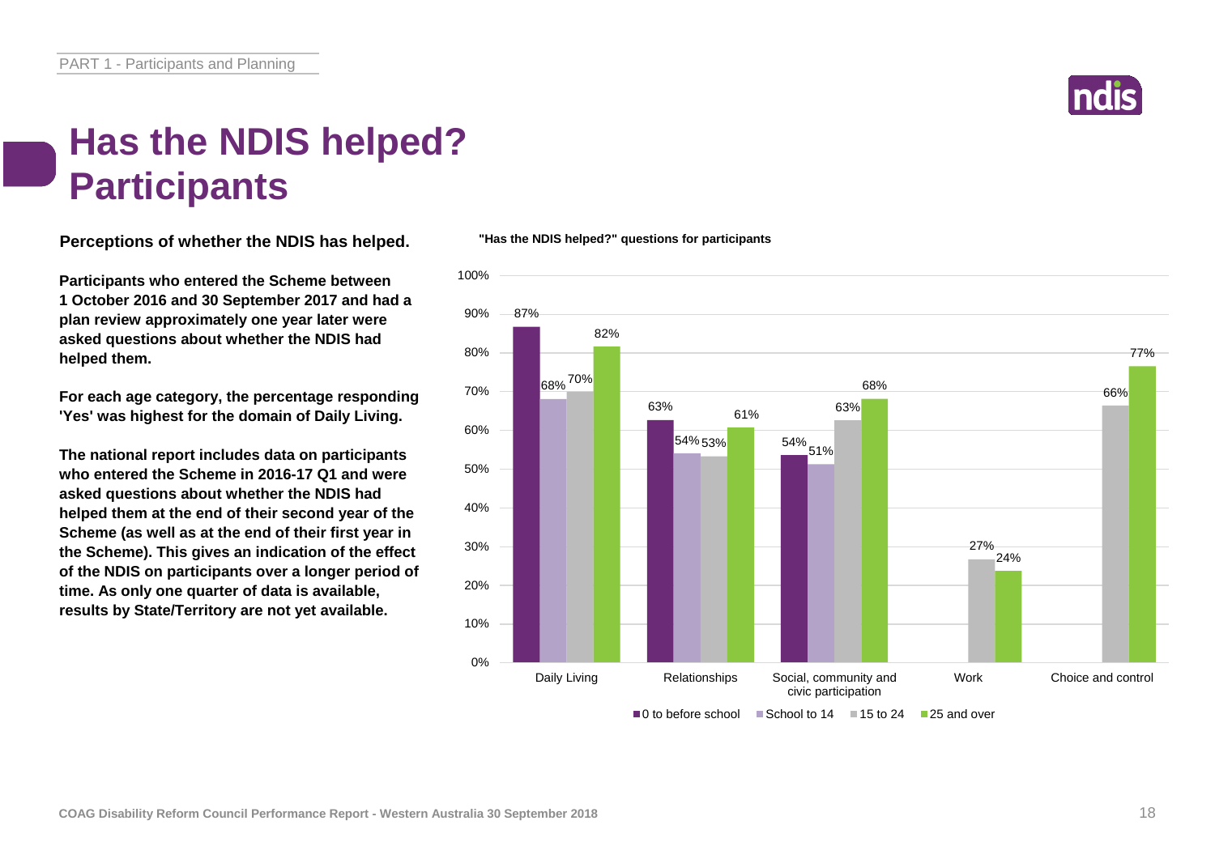# Has the NDIS helped? Participants

**Perceptions of whether the NDIS has helped.**

**Participants who entered the Scheme between 1 October 2016 and 30 September 2017 and had a plan review approximately one year later were asked questions about whether the NDIS had helped them.**

**For each age category, the percentage responding 'Yes' was highest for the domain of Daily Living.**

**The national report includes data on participants who entered the Scheme in 2016-17 Q1 and were asked questions about whether the NDIS had helped them at the end of their second year of the Scheme (as well as at the end of their first year in the Scheme). This gives an indication of the effect of the NDIS on participants over a longer period of time. As only one quarter of data is available, results by State/Territory are not yet available.**

**"Has the NDIS helped?" questions for participants**

| Domain | 0 to before school | School to 14 | 15 to 24 | 25 and over |
|---|---|---|---|---|
| Daily Living | 87% | 68% | 70% | 82% |
| Relationships | 63% | 54% | 53% | 61% |
| Social, community and civic participation | 54% | 51% | 63% | 68% |
| Work | | | 27% | 24% |
| Choice and control | | | 66% | 77% |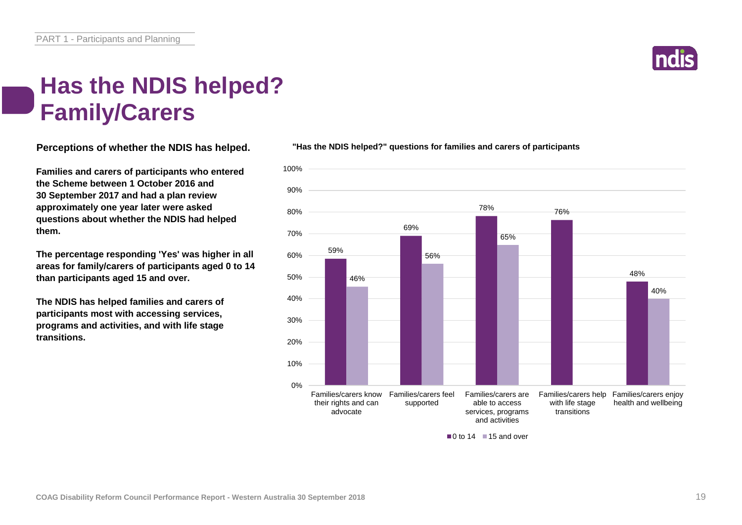# Has the NDIS helped? Family/Carers

**Perceptions of whether the NDIS has helped.**

**Families and carers of participants who entered the Scheme between 1 October 2016 and 30 September 2017 and had a plan review approximately one year later were asked questions about whether the NDIS had helped them.**

**The percentage responding 'Yes' was higher in all areas for family/carers of participants aged 0 to 14 than participants aged 15 and over.**

**The NDIS has helped families and carers of participants most with accessing services, programs and activities, and with life stage transitions.**

**"Has the NDIS helped?" questions for families and carers of participants**

| | 0 to 14 | 15 and over |
|---|---|---|
| Families/carers know their rights and can advocate | 59% | 46% |
| Families/carers feel supported | 69% | 56% |
| Families/carers are able to access services, programs and activities | 78% | 65% |
| Families/carers help with life stage transitions | 76% | |
| Families/carers enjoy health and wellbeing | 48% | 40% |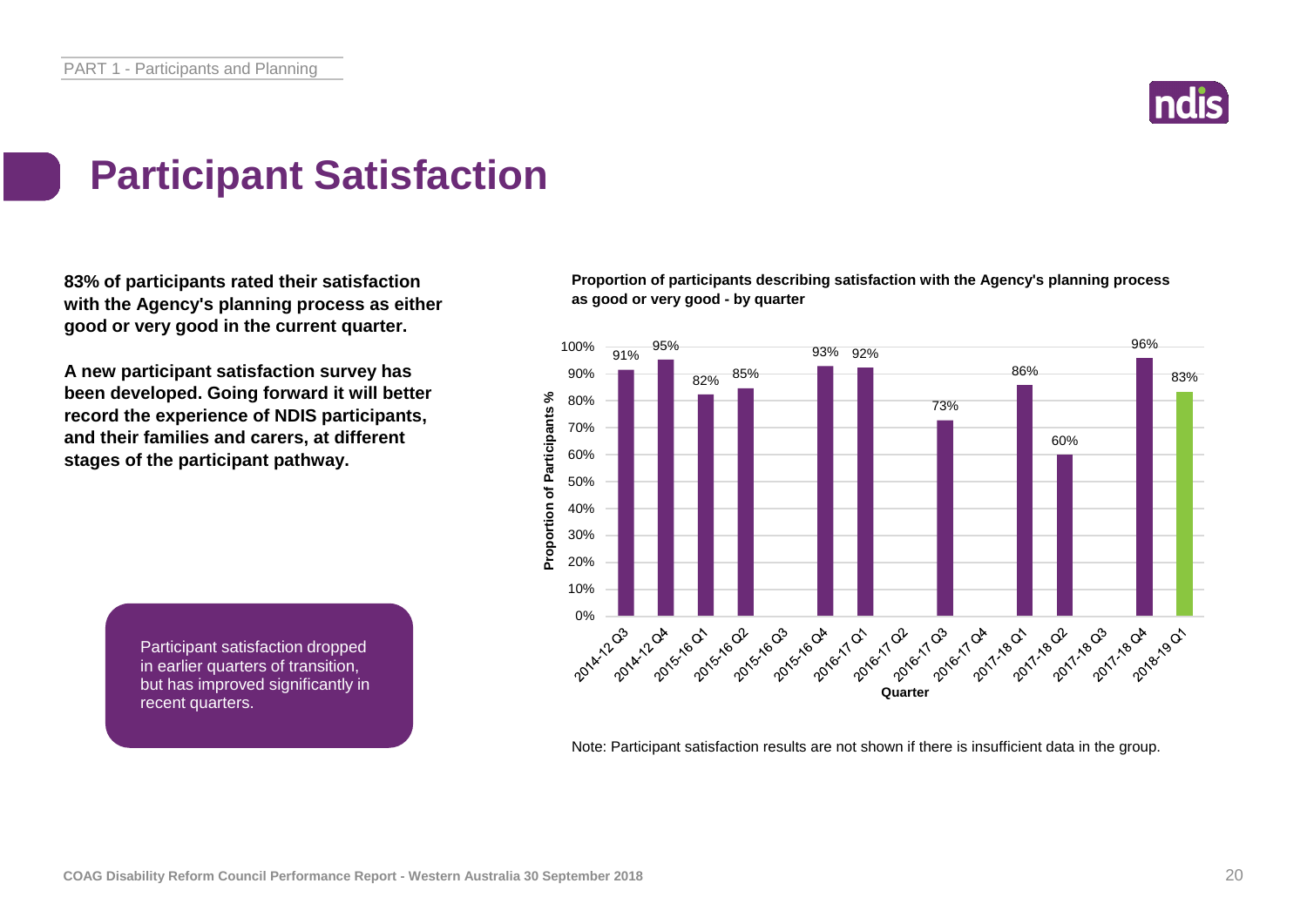# Participant Satisfaction

**83% of participants rated their satisfaction with the Agency's planning process as either good or very good in the current quarter.**

**A new participant satisfaction survey has been developed. Going forward it will better record the experience of NDIS participants, and their families and carers, at different stages of the participant pathway.**

Participant satisfaction dropped in earlier quarters of transition, but has improved significantly in recent quarters.

**Proportion of participants describing satisfaction with the Agency's planning process as good or very good - by quarter**

| Quarter | Proportion of Participants % |
|---|---|
| 2014-12 Q3 | 91% |
| 2014-12 Q4 | 95% |
| 2015-16 Q1 | 82% |
| 2015-16 Q2 | 85% |
| 2015-16 Q3 | |
| 2015-16 Q4 | 93% |
| 2016-17 Q1 | 92% |
| 2016-17 Q2 | |
| 2016-17 Q3 | 73% |
| 2016-17 Q4 | |
| 2017-18 Q1 | 86% |
| 2017-18 Q2 | 60% |
| 2017-18 Q3 | |
| 2017-18 Q4 | 96% |
| 2018-19 Q1 | 83% |

Note: Participant satisfaction results are not shown if there is insufficient data in the group.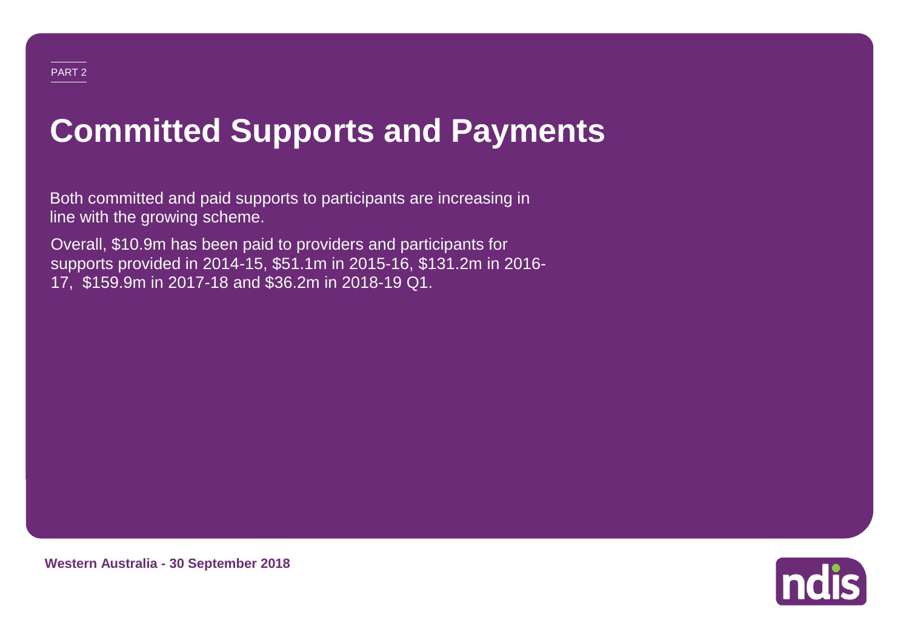PART 2

# Committed Supports and Payments

Both committed and paid supports to participants are increasing in line with the growing scheme.

Overall, $10.9m has been paid to providers and participants for supports provided in 2014-15, $51.1m in 2015-16, $131.2m in 2016-17, $159.9m in 2017-18 and $36.2m in 2018-19 Q1.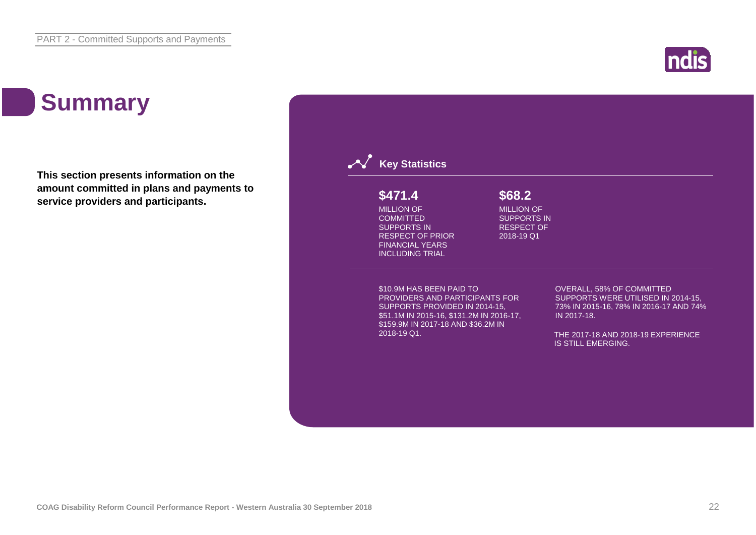# Summary

**This section presents information on the amount committed in plans and payments to service providers and participants.**

## Key Statistics

**$471.4**

MILLION OF COMMITTED SUPPORTS IN RESPECT OF PRIOR FINANCIAL YEARS INCLUDING TRIAL

**$68.2**

MILLION OF SUPPORTS IN RESPECT OF 2018-19 Q1

$10.9M HAS BEEN PAID TO PROVIDERS AND PARTICIPANTS FOR SUPPORTS PROVIDED IN 2014-15, $51.1M IN 2015-16, $131.2M IN 2016-17, $159.9M IN 2017-18 AND $36.2M IN 2018-19 Q1.

OVERALL, 58% OF COMMITTED SUPPORTS WERE UTILISED IN 2014-15, 73% IN 2015-16, 78% IN 2016-17 AND 74% IN 2017-18.

THE 2017-18 AND 2018-19 EXPERIENCE IS STILL EMERGING.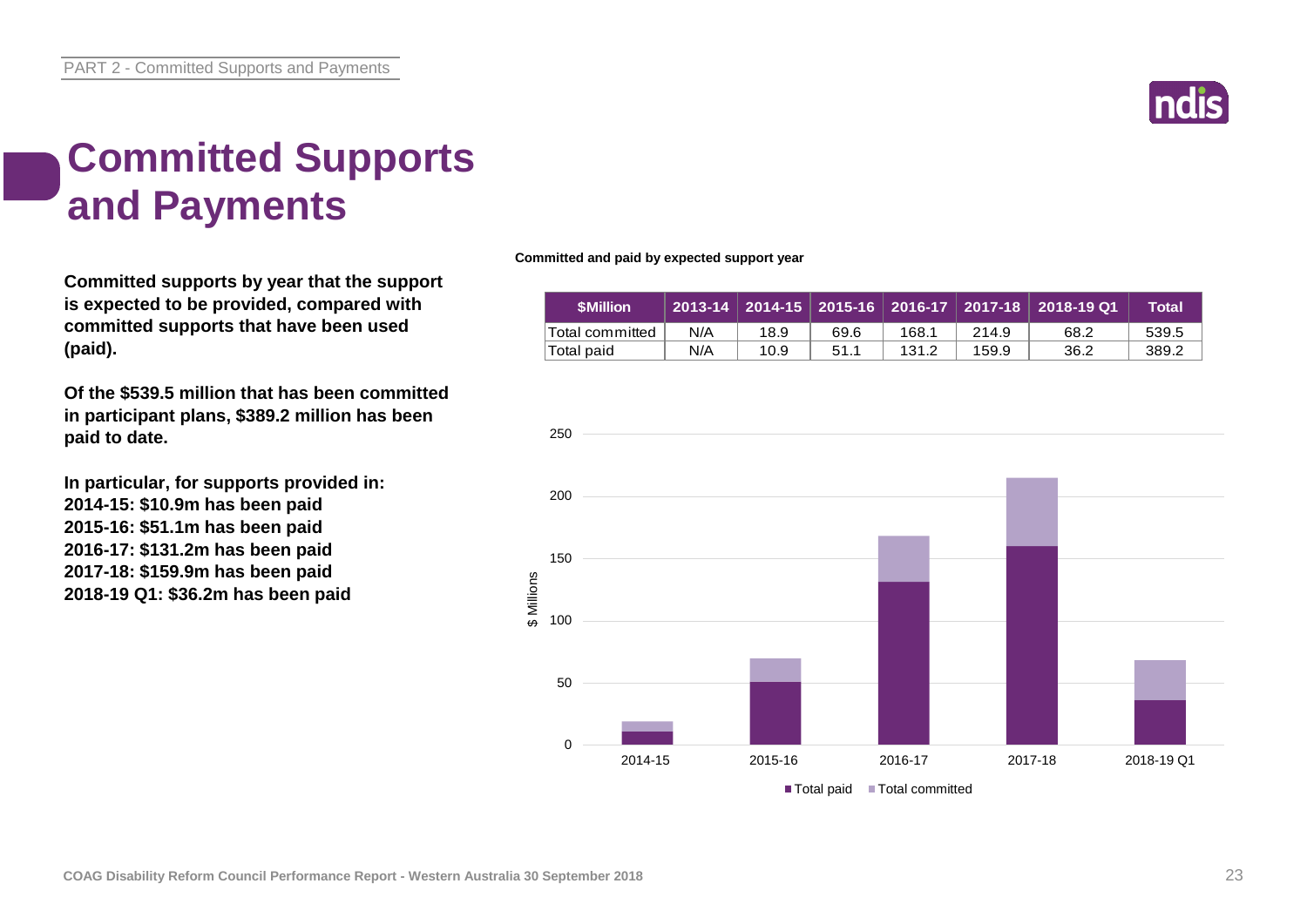# Committed Supports and Payments

**Committed supports by year that the support is expected to be provided, compared with committed supports that have been used (paid).**

**Of the $539.5 million that has been committed in participant plans, $389.2 million has been paid to date.**

**In particular, for supports provided in:**
**2014-15: $10.9m has been paid**
**2015-16: $51.1m has been paid**
**2016-17: $131.2m has been paid**
**2017-18: $159.9m has been paid**
**2018-19 Q1: $36.2m has been paid**

**Committed and paid by expected support year**

| $Million | 2013-14 | 2014-15 | 2015-16 | 2016-17 | 2017-18 | 2018-19 Q1 | Total |
|---|---|---|---|---|---|---|---|
| Total committed | N/A | 18.9 | 69.6 | 168.1 | 214.9 | 68.2 | 539.5 |
| Total paid | N/A | 10.9 | 51.1 | 131.2 | 159.9 | 36.2 | 389.2 |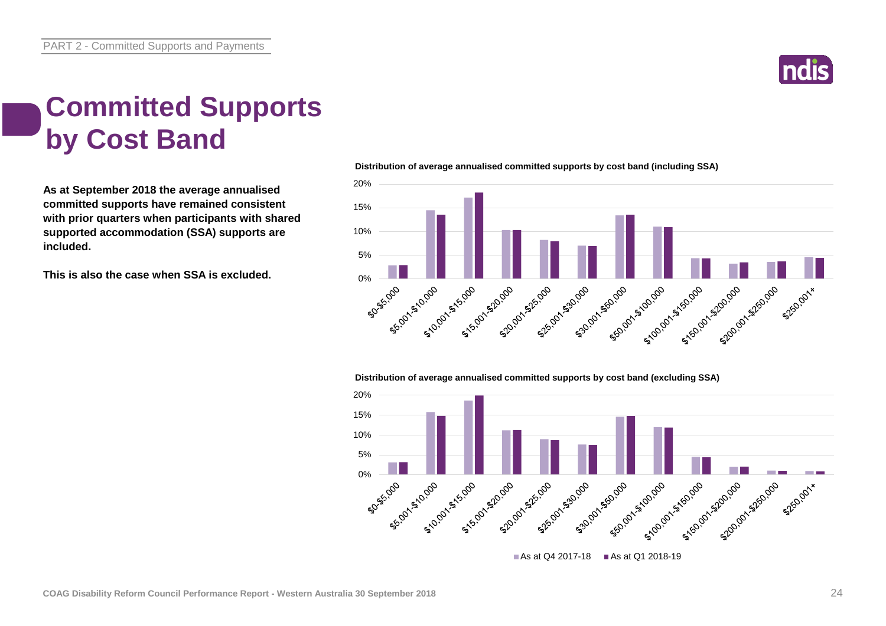# Committed Supports by Cost Band

**As at September 2018 the average annualised committed supports have remained consistent with prior quarters when participants with shared supported accommodation (SSA) supports are included.**

**This is also the case when SSA is excluded.**

**Distribution of average annualised committed supports by cost band (including SSA)**

**Distribution of average annualised committed supports by cost band (excluding SSA)**

As at Q4 2017-18 | As at Q1 2018-19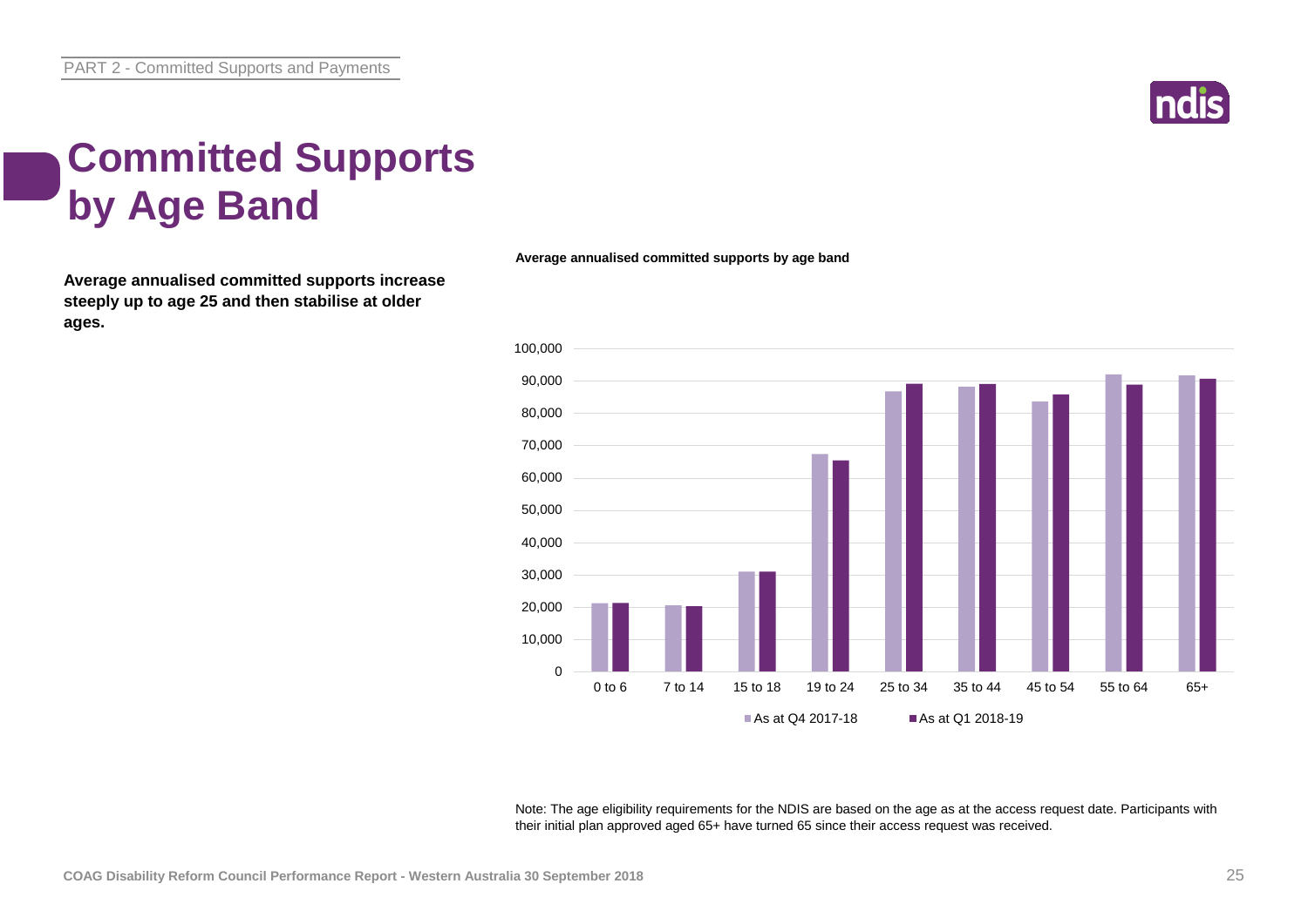# Committed Supports by Age Band

**Average annualised committed supports increase steeply up to age 25 and then stabilise at older ages.**

**Average annualised committed supports by age band**

Note: The age eligibility requirements for the NDIS are based on the age as at the access request date. Participants with their initial plan approved aged 65+ have turned 65 since their access request was received.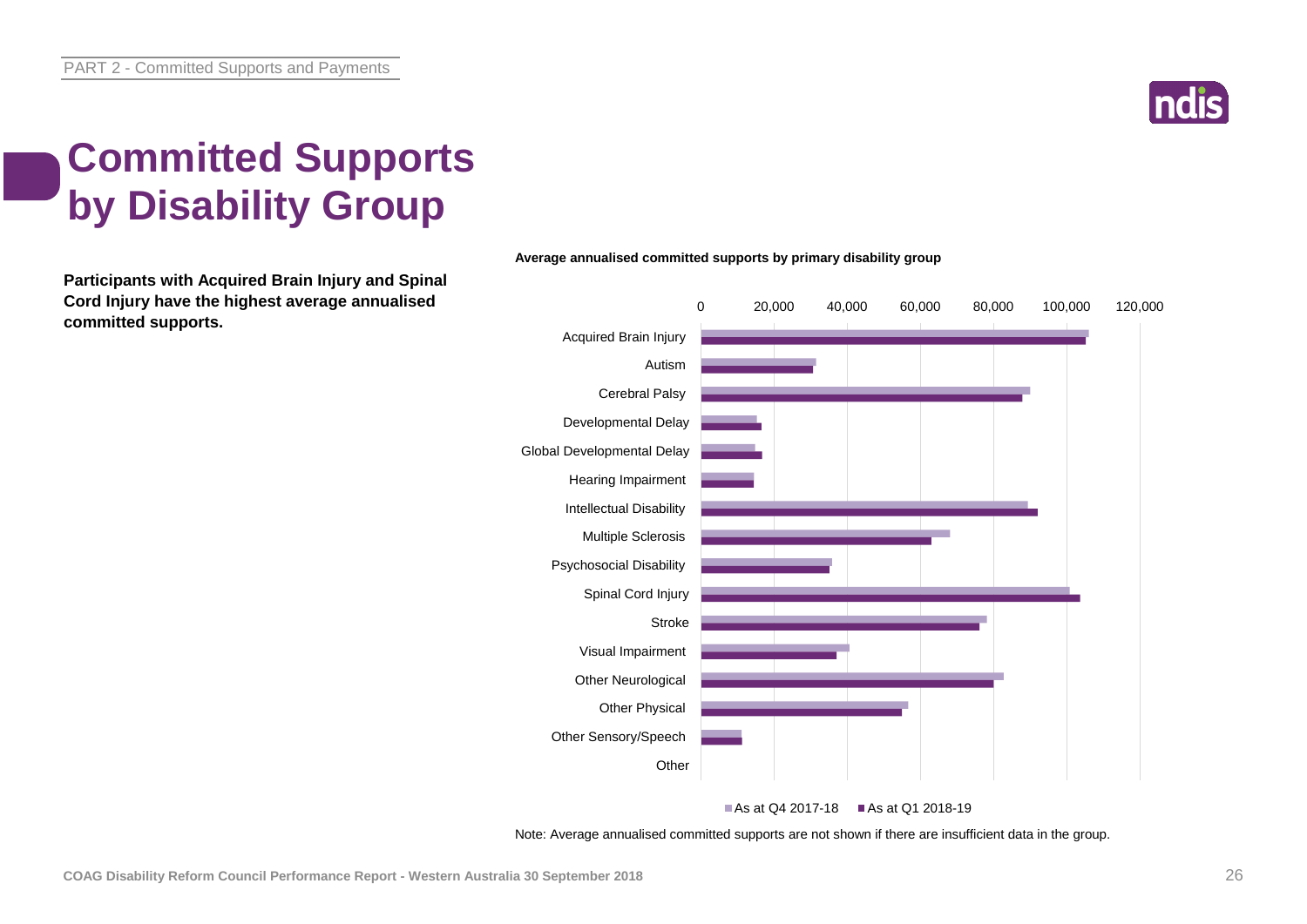# Committed Supports by Disability Group

**Participants with Acquired Brain Injury and Spinal Cord Injury have the highest average annualised committed supports.**

**Average annualised committed supports by primary disability group**

| Primary disability group | As at Q4 2017-18 | As at Q1 2018-19 |
|---|---|---|
| Acquired Brain Injury | | |
| Autism | | |
| Cerebral Palsy | | |
| Developmental Delay | | |
| Global Developmental Delay | | |
| Hearing Impairment | | |
| Intellectual Disability | | |
| Multiple Sclerosis | | |
| Psychosocial Disability | | |
| Spinal Cord Injury | | |
| Stroke | | |
| Visual Impairment | | |
| Other Neurological | | |
| Other Physical | | |
| Other Sensory/Speech | | |
| Other | | |

Note: Average annualised committed supports are not shown if there are insufficient data in the group.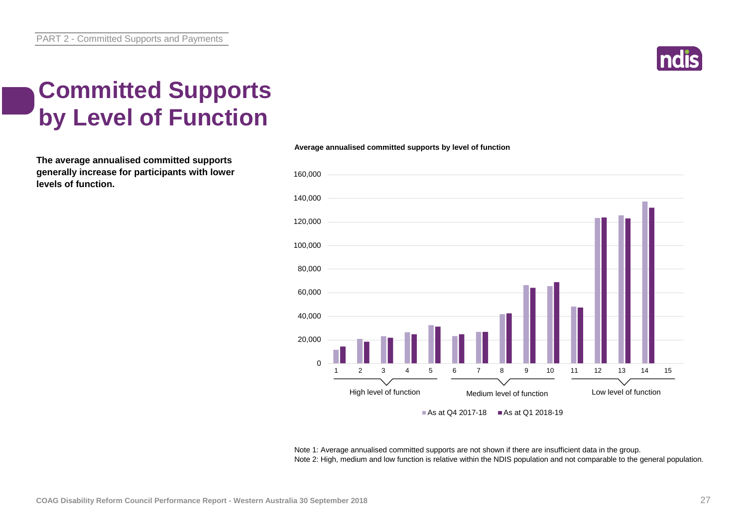# Committed Supports by Level of Function

**The average annualised committed supports generally increase for participants with lower levels of function.**

**Average annualised committed supports by level of function**

Note 1: Average annualised committed supports are not shown if there are insufficient data in the group.
Note 2: High, medium and low function is relative within the NDIS population and not comparable to the general population.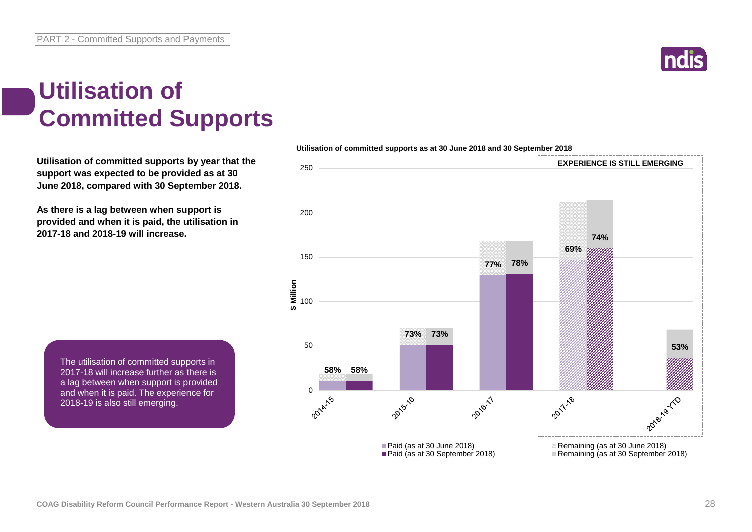# Utilisation of Committed Supports

**Utilisation of committed supports by year that the support was expected to be provided as at 30 June 2018, compared with 30 September 2018.**

**As there is a lag between when support is provided and when it is paid, the utilisation in 2017-18 and 2018-19 will increase.**

The utilisation of committed supports in 2017-18 will increase further as there is a lag between when support is provided and when it is paid. The experience for 2018-19 is also still emerging.

**Utilisation of committed supports as at 30 June 2018 and 30 September 2018**

| Year | Utilisation (as at 30 June 2018) | Utilisation (as at 30 September 2018) |
| --- | --- | --- |
| 2014-15 | 58% | 58% |
| 2015-16 | 73% | 73% |
| 2016-17 | 77% | 78% |
| 2017-18 | 69% | 74% |
| 2018-19 YTD | | 53% |

EXPERIENCE IS STILL EMERGING (2017-18 and 2018-19 YTD)

Legend: Paid (as at 30 June 2018); Paid (as at 30 September 2018); Remaining (as at 30 June 2018); Remaining (as at 30 September 2018)

Y-axis: $ Million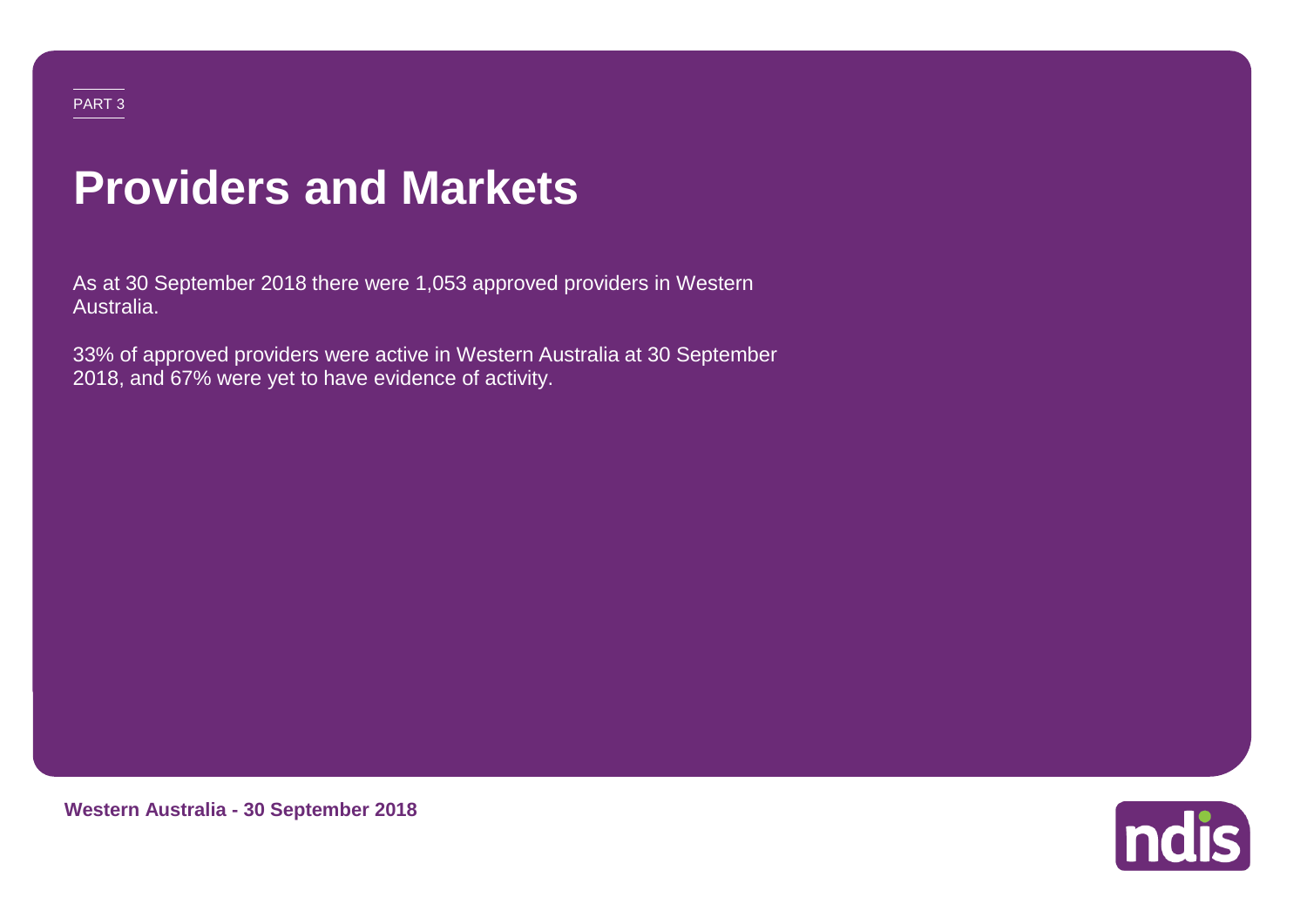PART 3

# Providers and Markets

As at 30 September 2018 there were 1,053 approved providers in Western Australia.

33% of approved providers were active in Western Australia at 30 September 2018, and 67% were yet to have evidence of activity.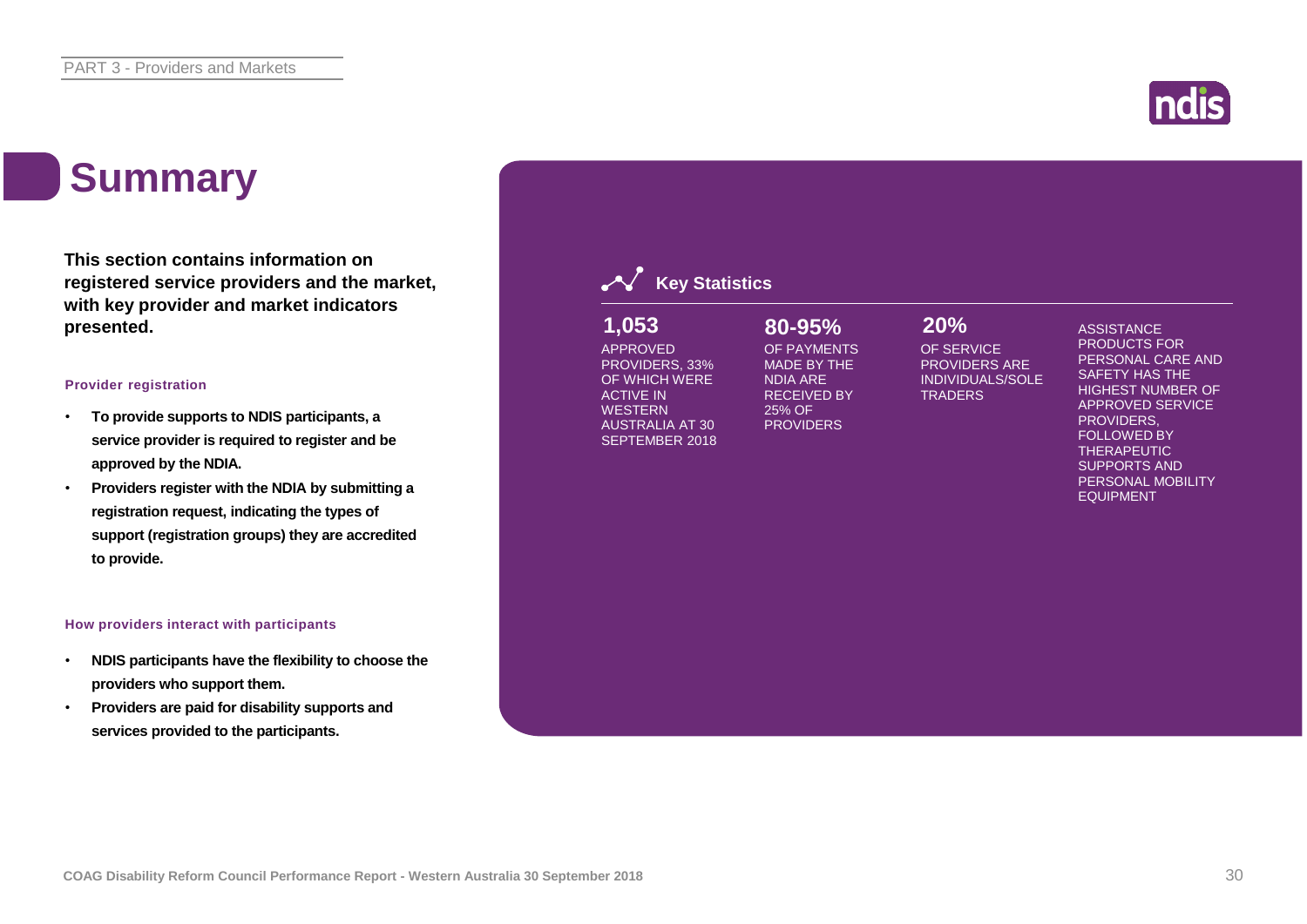# Summary

**This section contains information on registered service providers and the market, with key provider and market indicators presented.**

### Provider registration

- **To provide supports to NDIS participants, a service provider is required to register and be approved by the NDIA.**
- **Providers register with the NDIA by submitting a registration request, indicating the types of support (registration groups) they are accredited to provide.**

### How providers interact with participants

- **NDIS participants have the flexibility to choose the providers who support them.**
- **Providers are paid for disability supports and services provided to the participants.**

## Key Statistics

**1,053**
APPROVED PROVIDERS, 33% OF WHICH WERE ACTIVE IN WESTERN AUSTRALIA AT 30 SEPTEMBER 2018

**80-95%**
OF PAYMENTS MADE BY THE NDIA ARE RECEIVED BY 25% OF PROVIDERS

**20%**
OF SERVICE PROVIDERS ARE INDIVIDUALS/SOLE TRADERS

ASSISTANCE PRODUCTS FOR PERSONAL CARE AND SAFETY HAS THE HIGHEST NUMBER OF APPROVED SERVICE PROVIDERS, FOLLOWED BY THERAPEUTIC SUPPORTS AND PERSONAL MOBILITY EQUIPMENT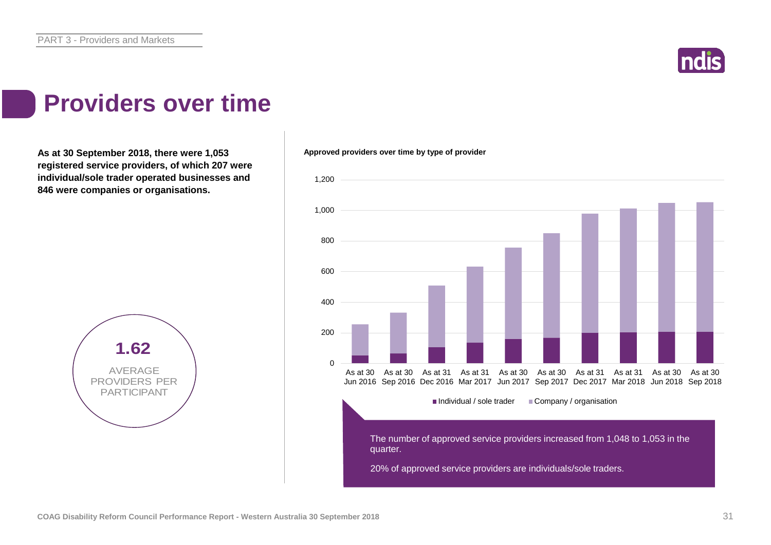# Providers over time

**As at 30 September 2018, there were 1,053 registered service providers, of which 207 were individual/sole trader operated businesses and 846 were companies or organisations.**

**1.62**

AVERAGE PROVIDERS PER PARTICIPANT

**Approved providers over time by type of provider**

The number of approved service providers increased from 1,048 to 1,053 in the quarter.

20% of approved service providers are individuals/sole traders.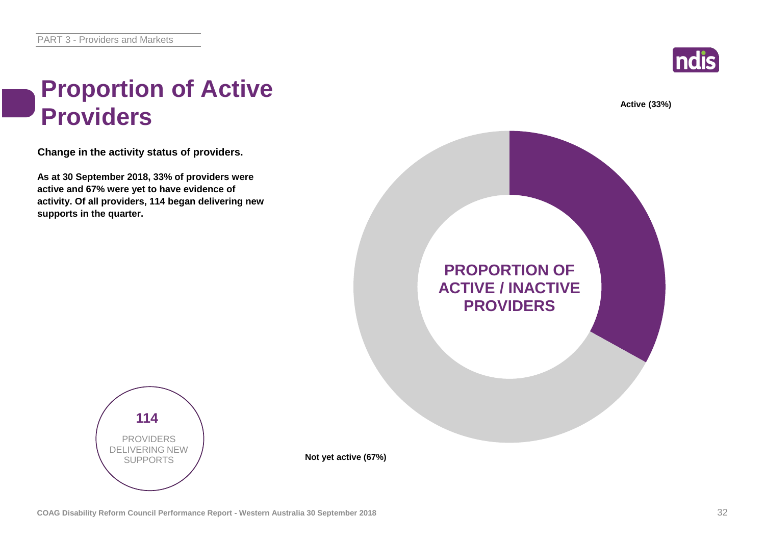# Proportion of Active Providers

**Change in the activity status of providers.**

**As at 30 September 2018, 33% of providers were active and 67% were yet to have evidence of activity. Of all providers, 114 began delivering new supports in the quarter.**

**PROPORTION OF ACTIVE / INACTIVE PROVIDERS**

**Active (33%)**

**Not yet active (67%)**

**114**

PROVIDERS DELIVERING NEW SUPPORTS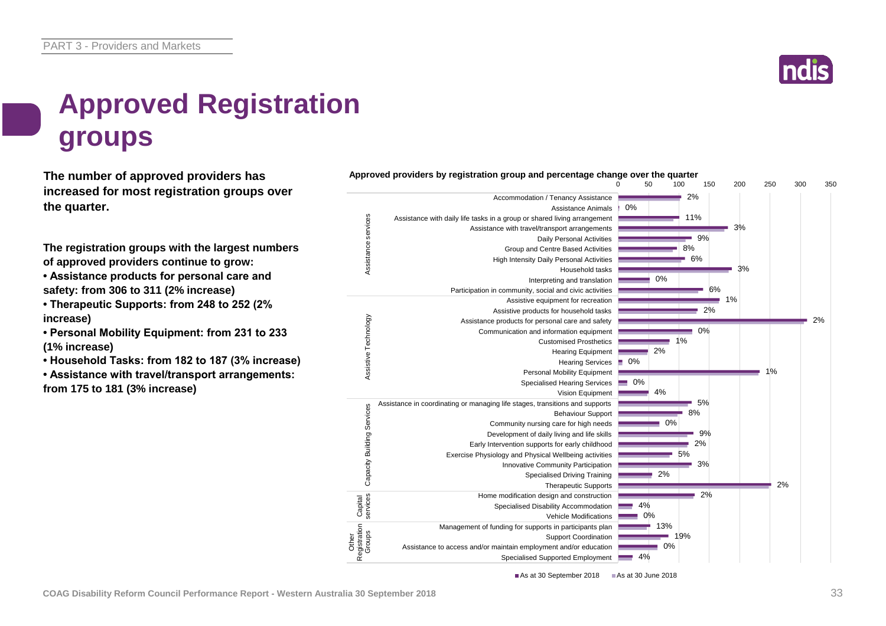# Approved Registration groups

**The number of approved providers has increased for most registration groups over the quarter.**

**The registration groups with the largest numbers of approved providers continue to grow:**

- **Assistance products for personal care and safety: from 306 to 311 (2% increase)**
- **Therapeutic Supports: from 248 to 252 (2% increase)**
- **Personal Mobility Equipment: from 231 to 233 (1% increase)**
- **Household Tasks: from 182 to 187 (3% increase)**
- **Assistance with travel/transport arrangements: from 175 to 181 (3% increase)**

**Approved providers by registration group and percentage change over the quarter**

| Category | Registration group | % change |
|---|---|---|
| Assistance services | Accommodation / Tenancy Assistance | 2% |
| | Assistance Animals | 0% |
| | Assistance with daily life tasks in a group or shared living arrangement | 11% |
| | Assistance with travel/transport arrangements | 3% |
| | Daily Personal Activities | 9% |
| | Group and Centre Based Activities | 8% |
| | High Intensity Daily Personal Activities | 6% |
| | Household tasks | 3% |
| | Interpreting and translation | 0% |
| | Participation in community, social and civic activities | 6% |
| Assistive Technology | Assistive equipment for recreation | 1% |
| | Assistive products for household tasks | 2% |
| | Assistance products for personal care and safety | 2% |
| | Communication and information equipment | 0% |
| | Customised Prosthetics | 1% |
| | Hearing Equipment | 2% |
| | Hearing Services | 0% |
| | Personal Mobility Equipment | 1% |
| | Specialised Hearing Services | 0% |
| | Vision Equipment | 4% |
| Capacity Building Services | Assistance in coordinating or managing life stages, transitions and supports | 5% |
| | Behaviour Support | 8% |
| | Community nursing care for high needs | 0% |
| | Development of daily living and life skills | 9% |
| | Early Intervention supports for early childhood | 2% |
| | Exercise Physiology and Physical Wellbeing activities | 5% |
| | Innovative Community Participation | 3% |
| | Specialised Driving Training | 2% |
| | Therapeutic Supports | 2% |
| Capital services | Home modification design and construction | 2% |
| | Specialised Disability Accommodation | 4% |
| | Vehicle Modifications | 0% |
| Other Registration Groups | Management of funding for supports in participants plan | 13% |
| | Support Coordination | 19% |
| | Assistance to access and/or maintain employment and/or education | 0% |
| | Specialised Supported Employment | 4% |

■ As at 30 September 2018 ■ As at 30 June 2018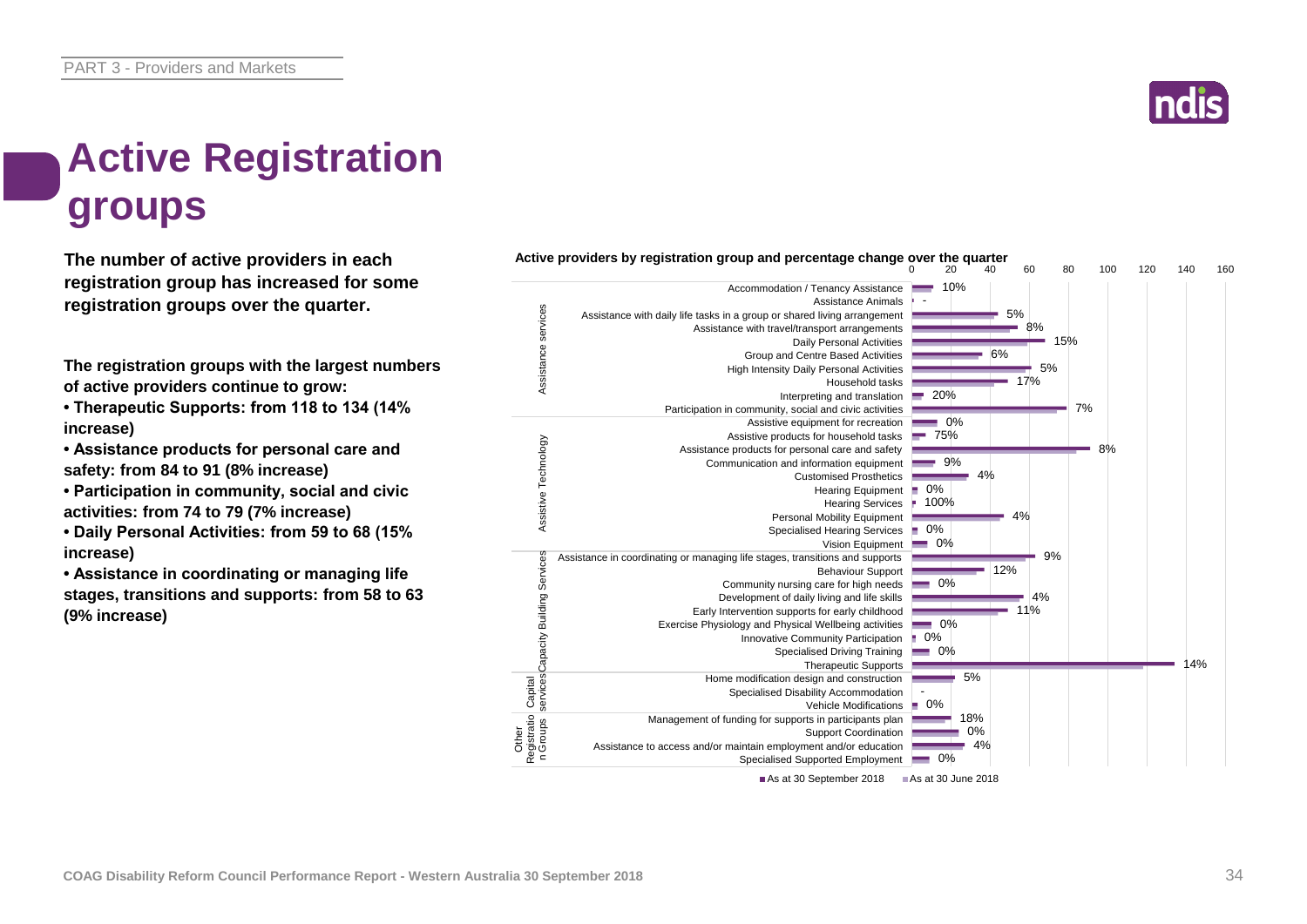# Active Registration groups

**The number of active providers in each registration group has increased for some registration groups over the quarter.**

**The registration groups with the largest numbers of active providers continue to grow:**

- **Therapeutic Supports: from 118 to 134 (14% increase)**
- **Assistance products for personal care and safety: from 84 to 91 (8% increase)**
- **Participation in community, social and civic activities: from 74 to 79 (7% increase)**
- **Daily Personal Activities: from 59 to 68 (15% increase)**
- **Assistance in coordinating or managing life stages, transitions and supports: from 58 to 63 (9% increase)**

**Active providers by registration group and percentage change over the quarter**

| Category | Registration group | % change |
|---|---|---|
| Assistance services | Accommodation / Tenancy Assistance | 10% |
| | Assistance Animals | - |
| | Assistance with daily life tasks in a group or shared living arrangement | 5% |
| | Assistance with travel/transport arrangements | 8% |
| | Daily Personal Activities | 15% |
| | Group and Centre Based Activities | 6% |
| | High Intensity Daily Personal Activities | 5% |
| | Household tasks | 17% |
| | Interpreting and translation | 20% |
| | Participation in community, social and civic activities | 7% |
| Assistive Technology | Assistive equipment for recreation | 0% |
| | Assistive products for household tasks | 75% |
| | Assistance products for personal care and safety | 8% |
| | Communication and information equipment | 9% |
| | Customised Prosthetics | 4% |
| | Hearing Equipment | 0% |
| | Hearing Services | 100% |
| | Personal Mobility Equipment | 4% |
| | Specialised Hearing Services | 0% |
| | Vision Equipment | 0% |
| Capacity Building Services | Assistance in coordinating or managing life stages, transitions and supports | 9% |
| | Behaviour Support | 12% |
| | Community nursing care for high needs | 0% |
| | Development of daily living and life skills | 4% |
| | Early Intervention supports for early childhood | 11% |
| | Exercise Physiology and Physical Wellbeing activities | 0% |
| | Innovative Community Participation | 0% |
| | Specialised Driving Training | 0% |
| | Therapeutic Supports | 14% |
| Capital services | Home modification design and construction | 5% |
| | Specialised Disability Accommodation | - |
| | Vehicle Modifications | 0% |
| Other Registration Groups | Management of funding for supports in participants plan | 18% |
| | Support Coordination | 0% |
| | Assistance to access and/or maintain employment and/or education | 4% |
| | Specialised Supported Employment | 0% |

■ As at 30 September 2018 ■ As at 30 June 2018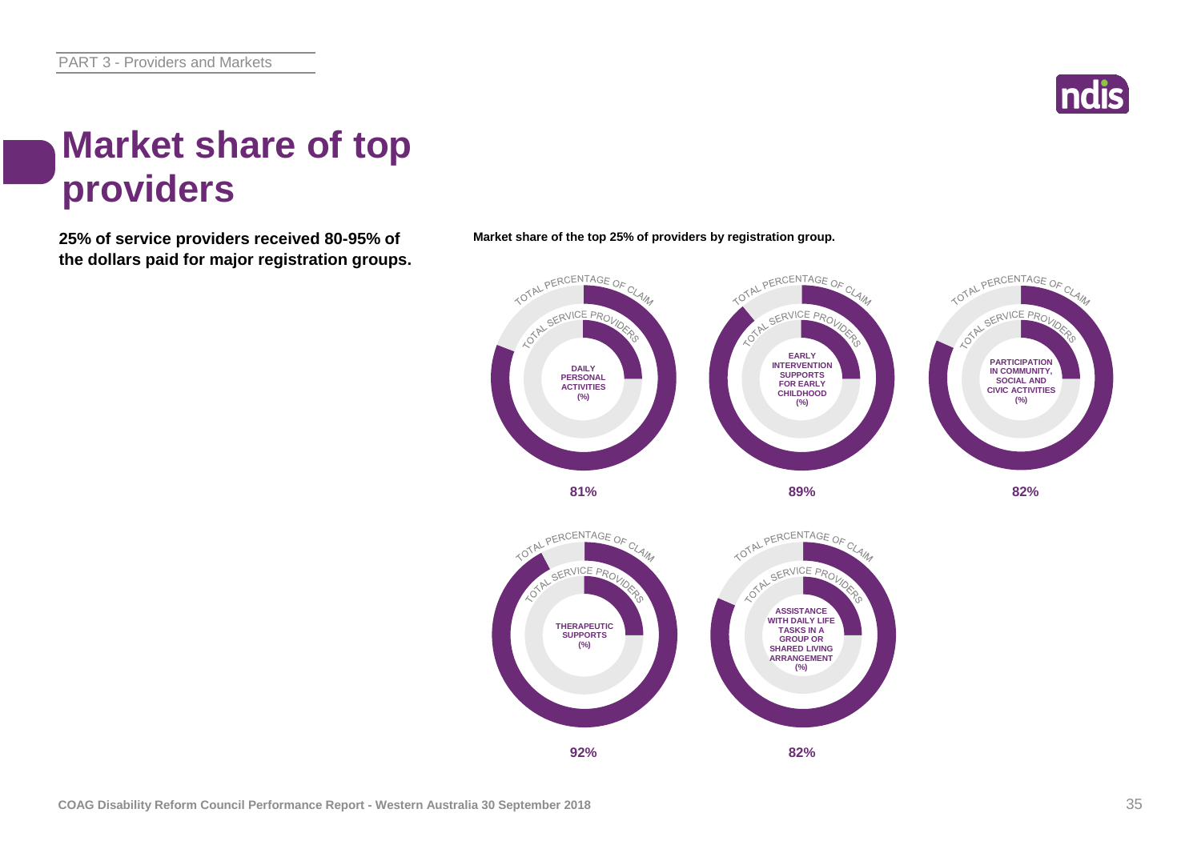# Market share of top providers

**25% of service providers received 80-95% of the dollars paid for major registration groups.**

**Market share of the top 25% of providers by registration group.**

| Registration group | Total percentage of claim |
|---|---|
| Daily Personal Activities (%) | 81% |
| Early Intervention Supports for Early Childhood (%) | 89% |
| Participation in Community, Social and Civic Activities (%) | 82% |
| Therapeutic Supports (%) | 92% |
| Assistance with Daily Life Tasks in a Group or Shared Living Arrangement (%) | 82% |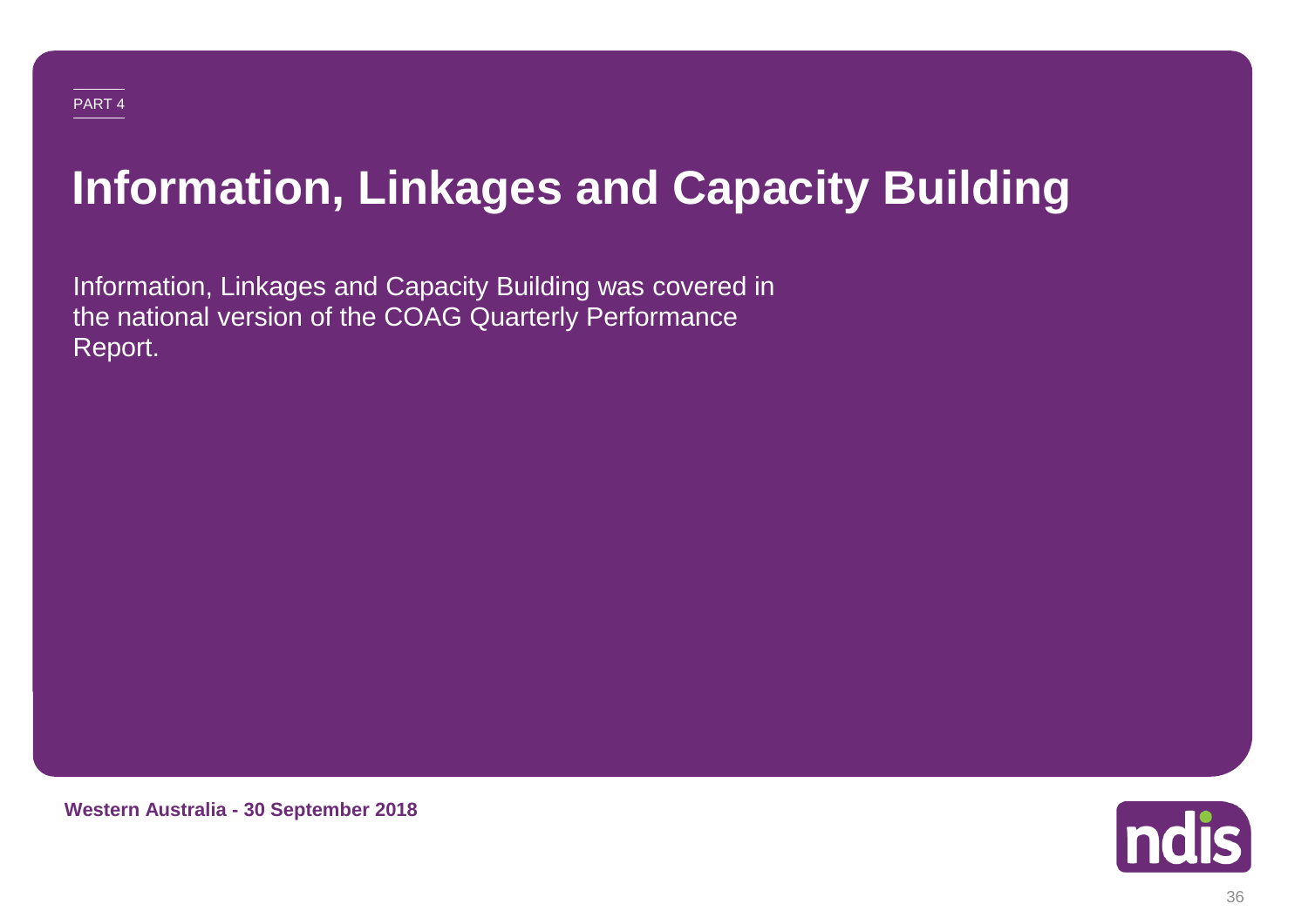PART 4

# Information, Linkages and Capacity Building

Information, Linkages and Capacity Building was covered in the national version of the COAG Quarterly Performance Report.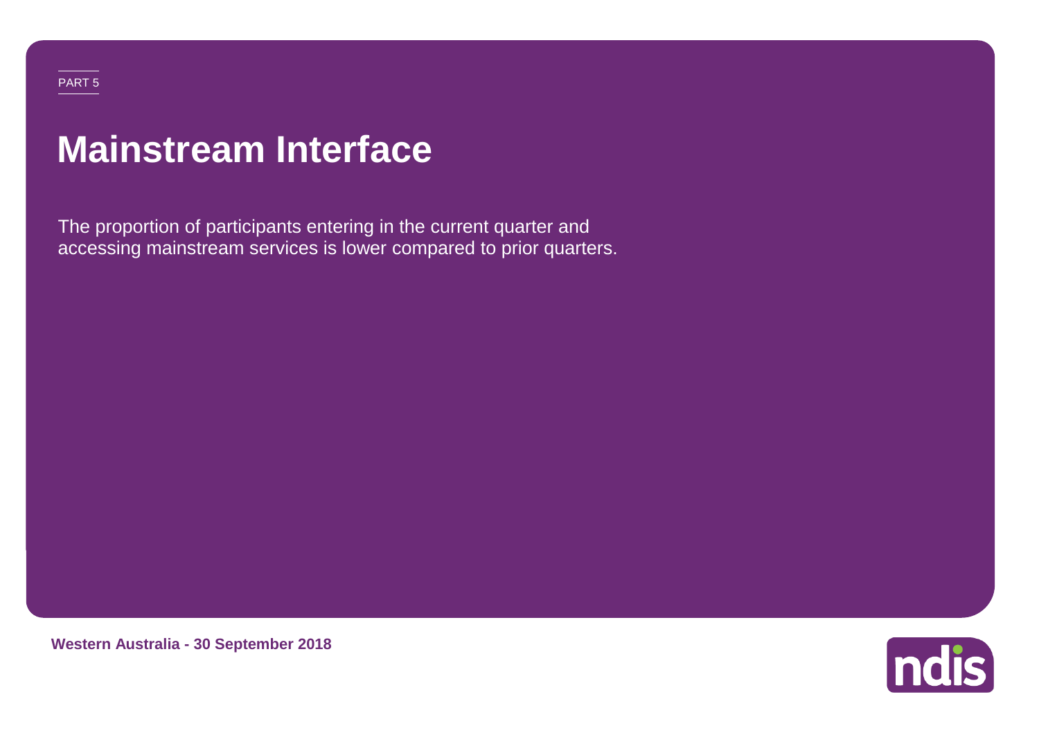PART 5

# Mainstream Interface

The proportion of participants entering in the current quarter and accessing mainstream services is lower compared to prior quarters.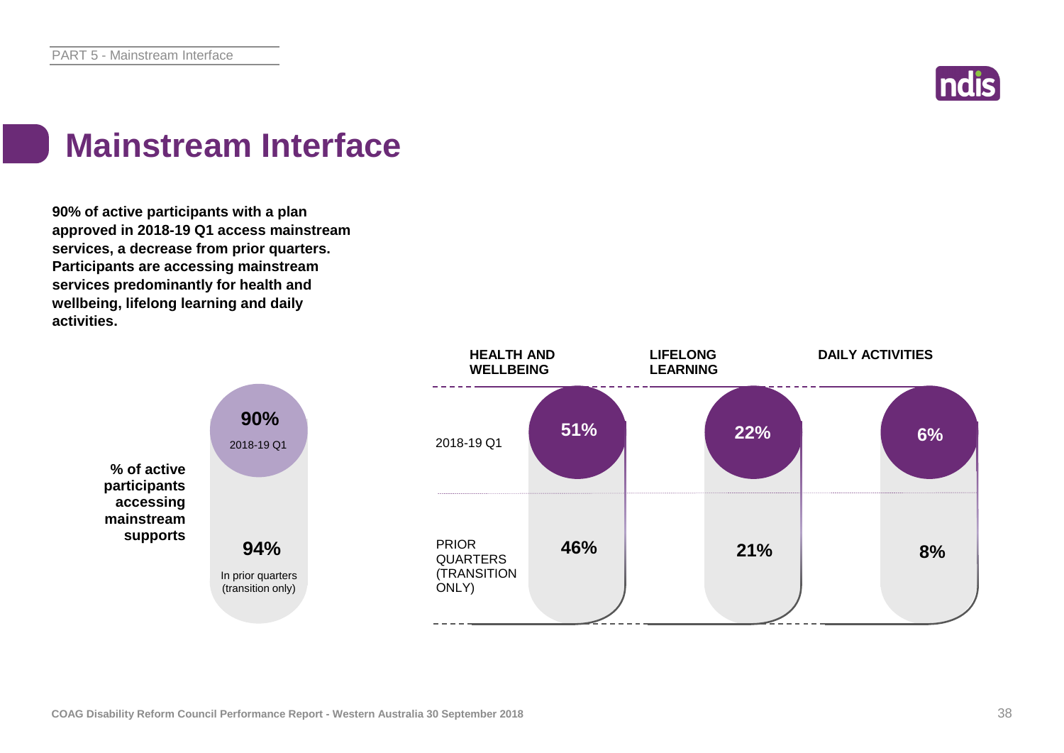# Mainstream Interface

**90% of active participants with a plan approved in 2018-19 Q1 access mainstream services, a decrease from prior quarters. Participants are accessing mainstream services predominantly for health and wellbeing, lifelong learning and daily activities.**

**% of active participants accessing mainstream supports**

| | |
|---|---|
| 2018-19 Q1 | 90% |
| In prior quarters (transition only) | 94% |

| | HEALTH AND WELLBEING | LIFELONG LEARNING | DAILY ACTIVITIES |
|---|---|---|---|
| 2018-19 Q1 | 51% | 22% | 6% |
| PRIOR QUARTERS (TRANSITION ONLY) | 46% | 21% | 8% |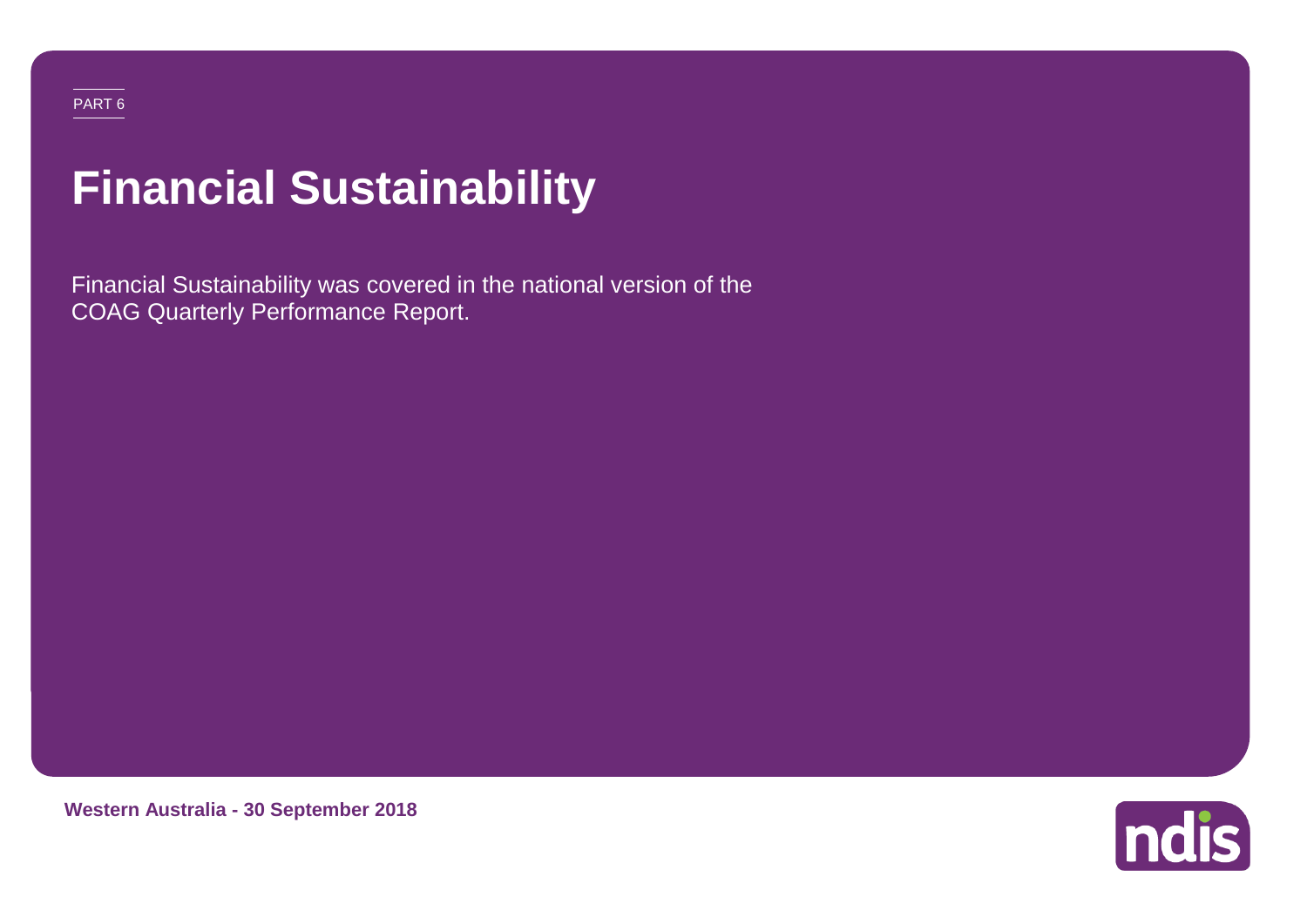PART 6

# Financial Sustainability

Financial Sustainability was covered in the national version of the COAG Quarterly Performance Report.

**Western Australia - 30 September 2018**